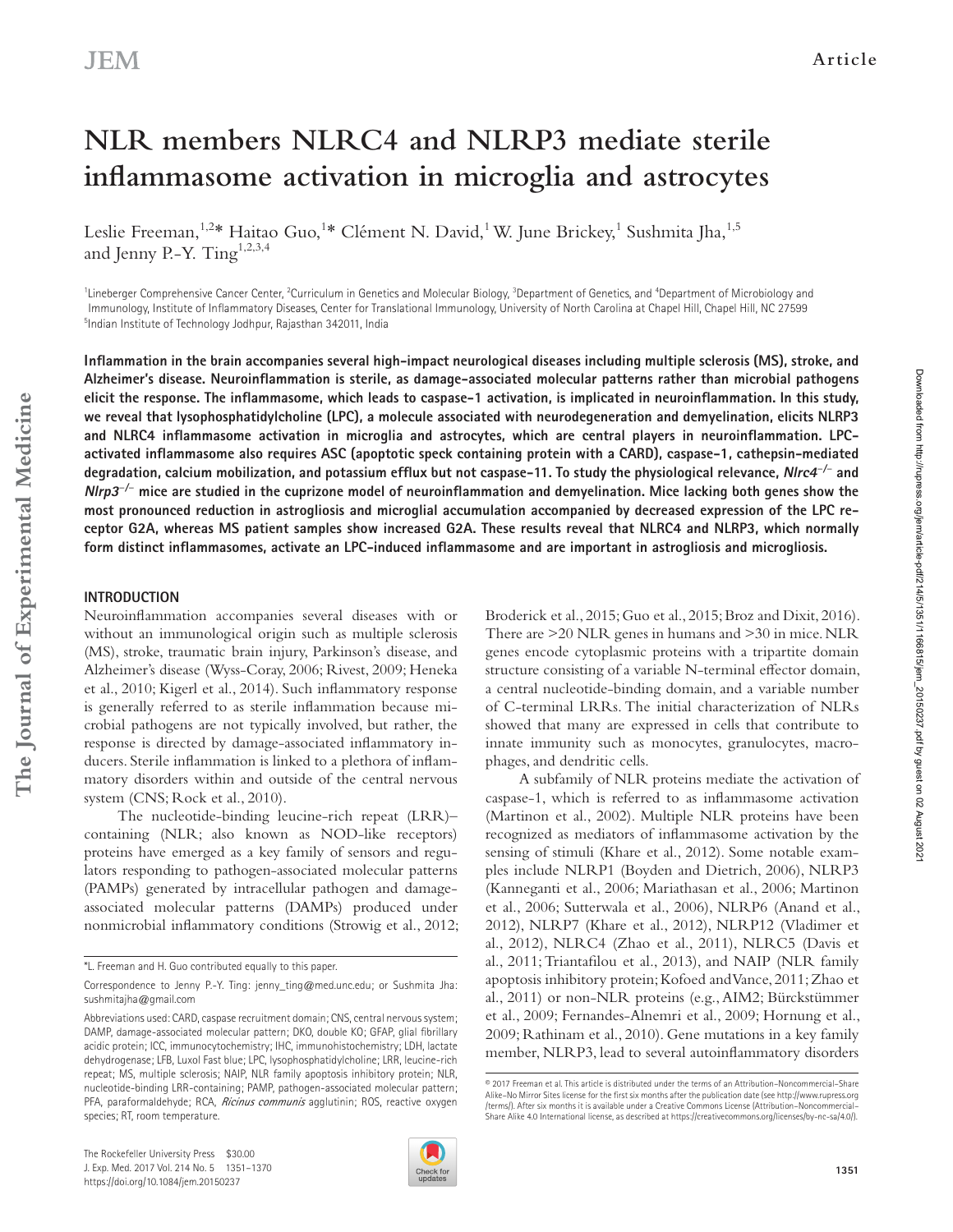# NLR members NLRC4 and NLRP3 mediate sterile inflammasome activation in microglia and astrocytes

Leslie Freeman,[1,2]* Haitao Guo,[1]* Clément N. David,[1] W. June Brickey,[1] Sushmita Jha,[1,5] and Jenny P.-Y. Ting[1,2,3,4]

[1]Lineberger Comprehensive Cancer Center, [2]Curriculum in Genetics and Molecular Biology, [3]Department of Genetics, and [4]Department of Microbiology and Immunology, Institute of Inflammatory Diseases, Center for Translational Immunology, University of North Carolina at Chapel Hill, Chapel Hill, NC 27599
[5]Indian Institute of Technology Jodhpur, Rajasthan 342011, India

**Inflammation in the brain accompanies several high-impact neurological diseases including multiple sclerosis (MS), stroke, and Alzheimer's disease. Neuroinflammation is sterile, as damage-associated molecular patterns rather than microbial pathogens elicit the response. The inflammasome, which leads to caspase-1 activation, is implicated in neuroinflammation. In this study, we reveal that lysophosphatidylcholine (LPC), a molecule associated with neurodegeneration and demyelination, elicits NLRP3 and NLRC4 inflammasome activation in microglia and astrocytes, which are central players in neuroinflammation. LPC-activated inflammasome also requires ASC (apoptotic speck containing protein with a CARD), caspase-1, cathepsin-mediated degradation, calcium mobilization, and potassium efflux but not caspase-11. To study the physiological relevance, *Nlrc4*$^{-/-}$ and *Nlrp3*$^{-/-}$ mice are studied in the cuprizone model of neuroinflammation and demyelination. Mice lacking both genes show the most pronounced reduction in astrogliosis and microglial accumulation accompanied by decreased expression of the LPC receptor G2A, whereas MS patient samples show increased G2A. These results reveal that NLRC4 and NLRP3, which normally form distinct inflammasomes, activate an LPC-induced inflammasome and are important in astrogliosis and microgliosis.**

## INTRODUCTION

Neuroinflammation accompanies several diseases with or without an immunological origin such as multiple sclerosis (MS), stroke, traumatic brain injury, Parkinson's disease, and Alzheimer's disease (Wyss-Coray, 2006; Rivest, 2009; Heneka et al., 2010; Kigerl et al., 2014). Such inflammatory response is generally referred to as sterile inflammation because microbial pathogens are not typically involved, but rather, the response is directed by damage-associated inflammatory inducers. Sterile inflammation is linked to a plethora of inflammatory disorders within and outside of the central nervous system (CNS; Rock et al., 2010).

The nucleotide-binding leucine-rich repeat (LRR)–containing (NLR; also known as NOD-like receptors) proteins have emerged as a key family of sensors and regulators responding to pathogen-associated molecular patterns (PAMPs) generated by intracellular pathogen and damage-associated molecular patterns (DAMPs) produced under nonmicrobial inflammatory conditions (Strowig et al., 2012; Broderick et al., 2015; Guo et al., 2015; Broz and Dixit, 2016). There are >20 NLR genes in humans and >30 in mice. NLR genes encode cytoplasmic proteins with a tripartite domain structure consisting of a variable N-terminal effector domain, a central nucleotide-binding domain, and a variable number of C-terminal LRRs. The initial characterization of NLRs showed that many are expressed in cells that contribute to innate immunity such as monocytes, granulocytes, macrophages, and dendritic cells.

A subfamily of NLR proteins mediate the activation of caspase-1, which is referred to as inflammasome activation (Martinon et al., 2002). Multiple NLR proteins have been recognized as mediators of inflammasome activation by the sensing of stimuli (Khare et al., 2012). Some notable examples include NLRP1 (Boyden and Dietrich, 2006), NLRP3 (Kanneganti et al., 2006; Mariathasan et al., 2006; Martinon et al., 2006; Sutterwala et al., 2006), NLRP6 (Anand et al., 2012), NLRP7 (Khare et al., 2012), NLRP12 (Vladimer et al., 2012), NLRC4 (Zhao et al., 2011), NLRC5 (Davis et al., 2011; Triantafilou et al., 2013), and NAIP (NLR family apoptosis inhibitory protein; Kofoed and Vance, 2011; Zhao et al., 2011) or non-NLR proteins (e.g., AIM2; Bürckstümmer et al., 2009; Fernandes-Alnemri et al., 2009; Hornung et al., 2009; Rathinam et al., 2010). Gene mutations in a key family member, NLRP3, lead to several autoinflammatory disorders

*L. Freeman and H. Guo contributed equally to this paper.

Correspondence to Jenny P.-Y. Ting: jenny_ting@med.unc.edu; or Sushmita Jha: sushmitajha@gmail.com

Abbreviations used: CARD, caspase recruitment domain; CNS, central nervous system; DAMP, damage-associated molecular pattern; DKO, double KO; GFAP, glial fibrillary acidic protein; ICC, immunocytochemistry; IHC, immunohistochemistry; LDH, lactate dehydrogenase; LFB, Luxol Fast blue; LPC, lysophosphatidylcholine; LRR, leucine-rich repeat; MS, multiple sclerosis; NAIP, NLR family apoptosis inhibitory protein; NLR, nucleotide-binding LRR-containing; PAMP, pathogen-associated molecular pattern; PFA, paraformaldehyde; RCA, *Ricinus communis* agglutinin; ROS, reactive oxygen species; RT, room temperature.

© 2017 Freeman et al. This article is distributed under the terms of an Attribution–Noncommercial–Share Alike–No Mirror Sites license for the first six months after the publication date (see http://www.rupress.org/terms/). After six months it is available under a Creative Commons License (Attribution–Noncommercial–Share Alike 4.0 International license, as described at https://creativecommons.org/licenses/by-nc-sa/4.0/).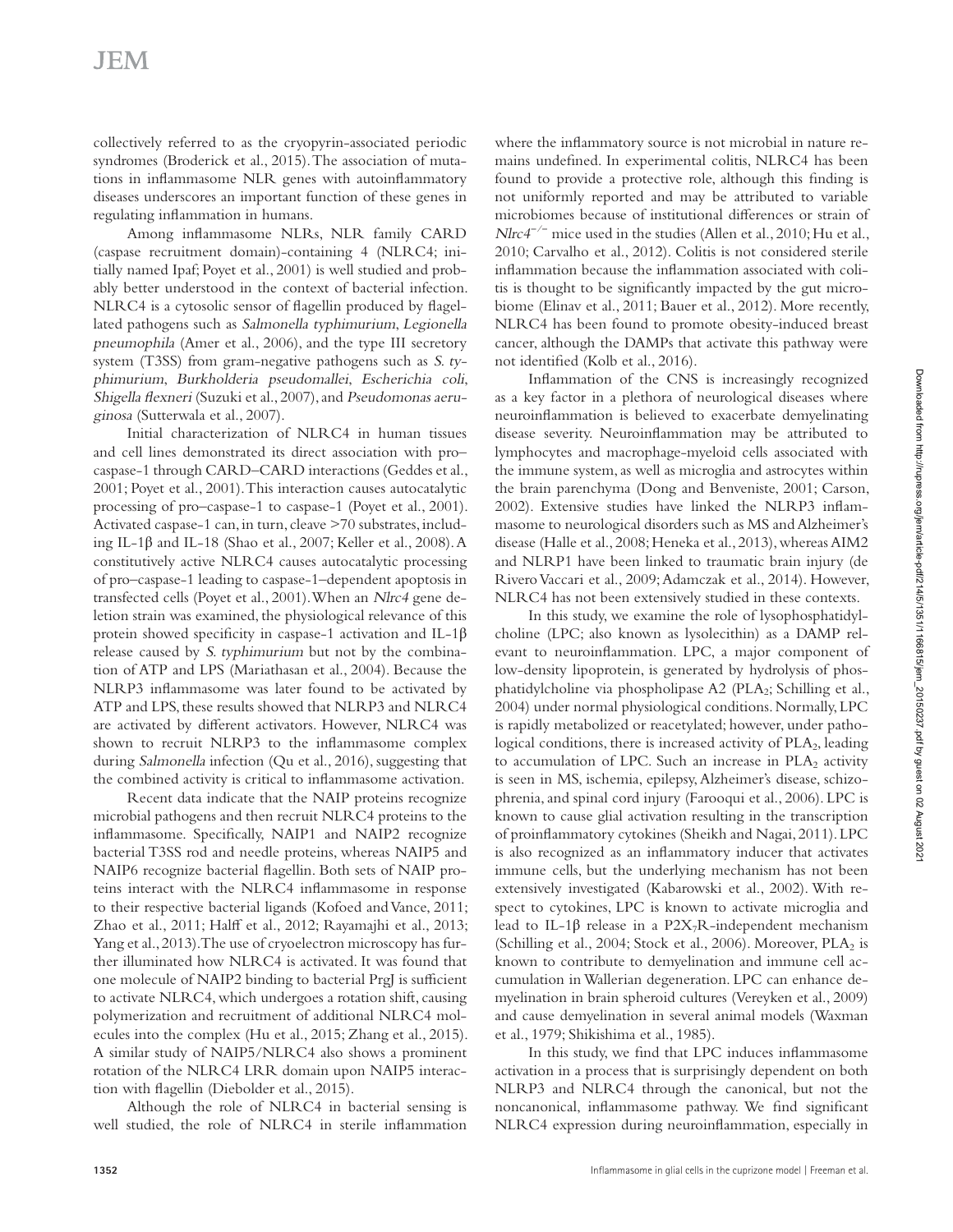collectively referred to as the cryopyrin-associated periodic syndromes (Broderick et al., 2015). The association of mutations in inflammasome NLR genes with autoinflammatory diseases underscores an important function of these genes in regulating inflammation in humans.

Among inflammasome NLRs, NLR family CARD (caspase recruitment domain)-containing 4 (NLRC4; initially named Ipaf; Poyet et al., 2001) is well studied and probably better understood in the context of bacterial infection. NLRC4 is a cytosolic sensor of flagellin produced by flagellated pathogens such as *Salmonella typhimurium*, *Legionella pneumophila* (Amer et al., 2006), and the type III secretory system (T3SS) from gram-negative pathogens such as *S. typhimurium*, *Burkholderia pseudomallei*, *Escherichia coli*, *Shigella flexneri* (Suzuki et al., 2007), and *Pseudomonas aeruginosa* (Sutterwala et al., 2007).

Initial characterization of NLRC4 in human tissues and cell lines demonstrated its direct association with pro–caspase-1 through CARD–CARD interactions (Geddes et al., 2001; Poyet et al., 2001). This interaction causes autocatalytic processing of pro–caspase-1 to caspase-1 (Poyet et al., 2001). Activated caspase-1 can, in turn, cleave >70 substrates, including IL-1β and IL-18 (Shao et al., 2007; Keller et al., 2008). A constitutively active NLRC4 causes autocatalytic processing of pro–caspase-1 leading to caspase-1–dependent apoptosis in transfected cells (Poyet et al., 2001). When an *Nlrc4* gene deletion strain was examined, the physiological relevance of this protein showed specificity in caspase-1 activation and IL-1β release caused by *S. typhimurium* but not by the combination of ATP and LPS (Mariathasan et al., 2004). Because the NLRP3 inflammasome was later found to be activated by ATP and LPS, these results showed that NLRP3 and NLRC4 are activated by different activators. However, NLRC4 was shown to recruit NLRP3 to the inflammasome complex during *Salmonella* infection (Qu et al., 2016), suggesting that the combined activity is critical to inflammasome activation.

Recent data indicate that the NAIP proteins recognize microbial pathogens and then recruit NLRC4 proteins to the inflammasome. Specifically, NAIP1 and NAIP2 recognize bacterial T3SS rod and needle proteins, whereas NAIP5 and NAIP6 recognize bacterial flagellin. Both sets of NAIP proteins interact with the NLRC4 inflammasome in response to their respective bacterial ligands (Kofoed and Vance, 2011; Zhao et al., 2011; Halff et al., 2012; Rayamajhi et al., 2013; Yang et al., 2013). The use of cryoelectron microscopy has further illuminated how NLRC4 is activated. It was found that one molecule of NAIP2 binding to bacterial PrgJ is sufficient to activate NLRC4, which undergoes a rotation shift, causing polymerization and recruitment of additional NLRC4 molecules into the complex (Hu et al., 2015; Zhang et al., 2015). A similar study of NAIP5/NLRC4 also shows a prominent rotation of the NLRC4 LRR domain upon NAIP5 interaction with flagellin (Diebolder et al., 2015).

Although the role of NLRC4 in bacterial sensing is well studied, the role of NLRC4 in sterile inflammation where the inflammatory source is not microbial in nature remains undefined. In experimental colitis, NLRC4 has been found to provide a protective role, although this finding is not uniformly reported and may be attributed to variable microbiomes because of institutional differences or strain of *Nlrc4*$^{-/-}$ mice used in the studies (Allen et al., 2010; Hu et al., 2010; Carvalho et al., 2012). Colitis is not considered sterile inflammation because the inflammation associated with colitis is thought to be significantly impacted by the gut microbiome (Elinav et al., 2011; Bauer et al., 2012). More recently, NLRC4 has been found to promote obesity-induced breast cancer, although the DAMPs that activate this pathway were not identified (Kolb et al., 2016).

Inflammation of the CNS is increasingly recognized as a key factor in a plethora of neurological diseases where neuroinflammation is believed to exacerbate demyelinating disease severity. Neuroinflammation may be attributed to lymphocytes and macrophage-myeloid cells associated with the immune system, as well as microglia and astrocytes within the brain parenchyma (Dong and Benveniste, 2001; Carson, 2002). Extensive studies have linked the NLRP3 inflammasome to neurological disorders such as MS and Alzheimer's disease (Halle et al., 2008; Heneka et al., 2013), whereas AIM2 and NLRP1 have been linked to traumatic brain injury (de Rivero Vaccari et al., 2009; Adamczak et al., 2014). However, NLRC4 has not been extensively studied in these contexts.

In this study, we examine the role of lysophosphatidylcholine (LPC; also known as lysolecithin) as a DAMP relevant to neuroinflammation. LPC, a major component of low-density lipoprotein, is generated by hydrolysis of phosphatidylcholine via phospholipase A2 ($PLA_2$; Schilling et al., 2004) under normal physiological conditions. Normally, LPC is rapidly metabolized or reacetylated; however, under pathological conditions, there is increased activity of $PLA_2$, leading to accumulation of LPC. Such an increase in $PLA_2$ activity is seen in MS, ischemia, epilepsy, Alzheimer's disease, schizophrenia, and spinal cord injury (Farooqui et al., 2006). LPC is known to cause glial activation resulting in the transcription of proinflammatory cytokines (Sheikh and Nagai, 2011). LPC is also recognized as an inflammatory inducer that activates immune cells, but the underlying mechanism has not been extensively investigated (Kabarowski et al., 2002). With respect to cytokines, LPC is known to activate microglia and lead to IL-1β release in a $P2X_7R$-independent mechanism (Schilling et al., 2004; Stock et al., 2006). Moreover, $PLA_2$ is known to contribute to demyelination and immune cell accumulation in Wallerian degeneration. LPC can enhance demyelination in brain spheroid cultures (Vereyken et al., 2009) and cause demyelination in several animal models (Waxman et al., 1979; Shikishima et al., 1985).

In this study, we find that LPC induces inflammasome activation in a process that is surprisingly dependent on both NLRP3 and NLRC4 through the canonical, but not the noncanonical, inflammasome pathway. We find significant NLRC4 expression during neuroinflammation, especially in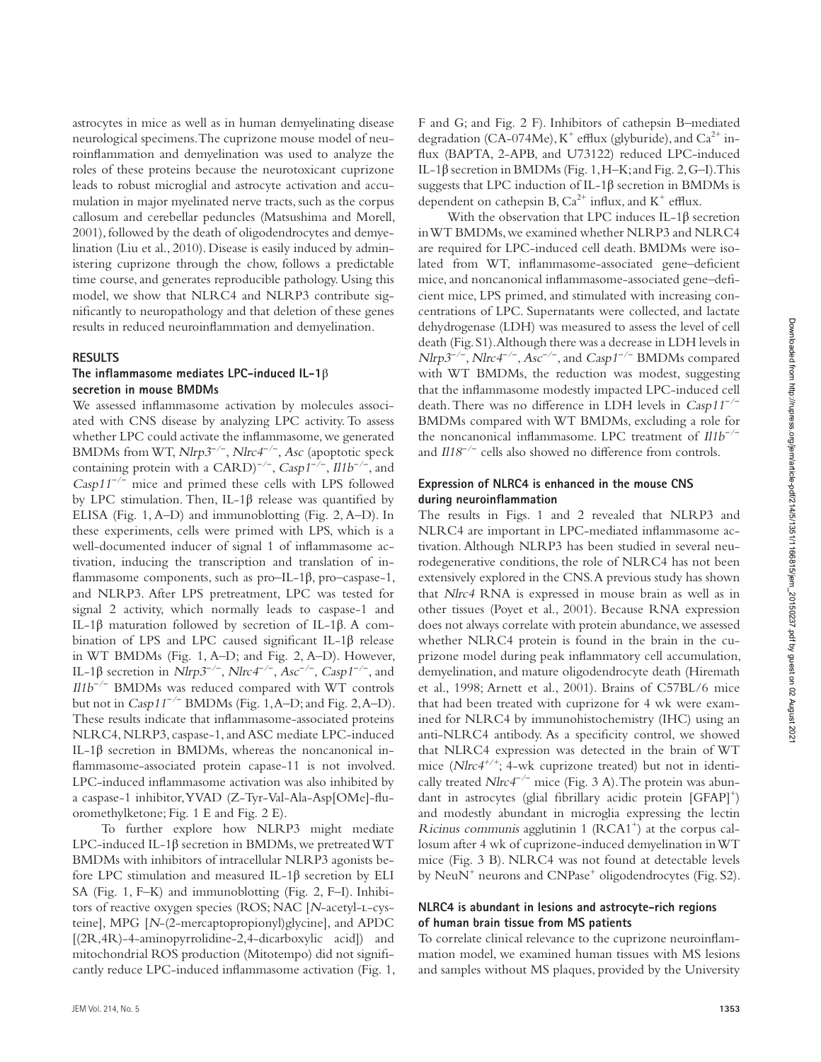astrocytes in mice as well as in human demyelinating disease neurological specimens. The cuprizone mouse model of neuroinflammation and demyelination was used to analyze the roles of these proteins because the neurotoxicant cuprizone leads to robust microglial and astrocyte activation and accumulation in major myelinated nerve tracts, such as the corpus callosum and cerebellar peduncles (Matsushima and Morell, 2001), followed by the death of oligodendrocytes and demyelination (Liu et al., 2010). Disease is easily induced by administering cuprizone through the chow, follows a predictable time course, and generates reproducible pathology. Using this model, we show that NLRC4 and NLRP3 contribute significantly to neuropathology and that deletion of these genes results in reduced neuroinflammation and demyelination.

## RESULTS

### The inflammasome mediates LPC-induced IL-1β secretion in mouse BMDMs

We assessed inflammasome activation by molecules associated with CNS disease by analyzing LPC activity. To assess whether LPC could activate the inflammasome, we generated BMDMs from WT, *Nlrp3*$^{-/-}$, *Nlrc4*$^{-/-}$, *Asc* (apoptotic speck containing protein with a CARD)$^{-/-}$, *Casp1*$^{-/-}$, *Il1b*$^{-/-}$, and *Casp11*$^{-/-}$ mice and primed these cells with LPS followed by LPC stimulation. Then, IL-1β release was quantified by ELISA (Fig. 1, A–D) and immunoblotting (Fig. 2, A–D). In these experiments, cells were primed with LPS, which is a well-documented inducer of signal 1 of inflammasome activation, inducing the transcription and translation of inflammasome components, such as pro–IL-1β, pro–caspase-1, and NLRP3. After LPS pretreatment, LPC was tested for signal 2 activity, which normally leads to caspase-1 and IL-1β maturation followed by secretion of IL-1β. A combination of LPS and LPC caused significant IL-1β release in WT BMDMs (Fig. 1, A–D; and Fig. 2, A–D). However, IL-1β secretion in *Nlrp3*$^{-/-}$, *Nlrc4*$^{-/-}$, *Asc*$^{-/-}$, *Casp1*$^{-/-}$, and *Il1b*$^{-/-}$ BMDMs was reduced compared with WT controls but not in *Casp11*$^{-/-}$ BMDMs (Fig. 1, A–D; and Fig. 2, A–D). These results indicate that inflammasome-associated proteins NLRC4, NLRP3, caspase-1, and ASC mediate LPC-induced IL-1β secretion in BMDMs, whereas the noncanonical inflammasome-associated protein capase-11 is not involved. LPC-induced inflammasome activation was also inhibited by a caspase-1 inhibitor, YVAD (Z-Tyr-Val-Ala-Asp[OMe]-fluoromethylketone; Fig. 1 E and Fig. 2 E).

To further explore how NLRP3 might mediate LPC-induced IL-1β secretion in BMDMs, we pretreated WT BMDMs with inhibitors of intracellular NLRP3 agonists before LPC stimulation and measured IL-1β secretion by ELISA (Fig. 1, F–K) and immunoblotting (Fig. 2, F–I). Inhibitors of reactive oxygen species (ROS; NAC [*N*-acetyl-L-cysteine], MPG [*N*-(2-mercaptopropionyl)glycine], and APDC [(2R,4R)-4-aminopyrrolidine-2,4-dicarboxylic acid]) and mitochondrial ROS production (Mitotempo) did not significantly reduce LPC-induced inflammasome activation (Fig. 1, F and G; and Fig. 2 F). Inhibitors of cathepsin B–mediated degradation (CA-074Me), $K^+$ efflux (glyburide), and $Ca^{2+}$ influx (BAPTA, 2-APB, and U73122) reduced LPC-induced IL-1β secretion in BMDMs (Fig. 1, H–K; and Fig. 2, G–I). This suggests that LPC induction of IL-1β secretion in BMDMs is dependent on cathepsin B, $Ca^{2+}$ influx, and $K^+$ efflux.

With the observation that LPC induces IL-1β secretion in WT BMDMs, we examined whether NLRP3 and NLRC4 are required for LPC-induced cell death. BMDMs were isolated from WT, inflammasome-associated gene–deficient mice, and noncanonical inflammasome-associated gene–deficient mice, LPS primed, and stimulated with increasing concentrations of LPC. Supernatants were collected, and lactate dehydrogenase (LDH) was measured to assess the level of cell death (Fig. S1). Although there was a decrease in LDH levels in *Nlrp3*$^{-/-}$, *Nlrc4*$^{-/-}$, *Asc*$^{-/-}$, and *Casp1*$^{-/-}$ BMDMs compared with WT BMDMs, the reduction was modest, suggesting that the inflammasome modestly impacted LPC-induced cell death. There was no difference in LDH levels in *Casp11*$^{-/-}$ BMDMs compared with WT BMDMs, excluding a role for the noncanonical inflammasome. LPC treatment of *Il1b*$^{-/-}$ and *Il18*$^{-/-}$ cells also showed no difference from controls.

### Expression of NLRC4 is enhanced in the mouse CNS during neuroinflammation

The results in Figs. 1 and 2 revealed that NLRP3 and NLRC4 are important in LPC-mediated inflammasome activation. Although NLRP3 has been studied in several neurodegenerative conditions, the role of NLRC4 has not been extensively explored in the CNS. A previous study has shown that *Nlrc4* RNA is expressed in mouse brain as well as in other tissues (Poyet et al., 2001). Because RNA expression does not always correlate with protein abundance, we assessed whether NLRC4 protein is found in the brain in the cuprizone model during peak inflammatory cell accumulation, demyelination, and mature oligodendrocyte death (Hiremath et al., 1998; Arnett et al., 2001). Brains of C57BL/6 mice that had been treated with cuprizone for 4 wk were examined for NLRC4 by immunohistochemistry (IHC) using an anti-NLRC4 antibody. As a specificity control, we showed that NLRC4 expression was detected in the brain of WT mice (*Nlrc4*$^{+/+}$; 4-wk cuprizone treated) but not in identically treated *Nlrc4*$^{-/-}$ mice (Fig. 3 A). The protein was abundant in astrocytes (glial fibrillary acidic protein [GFAP]$^+$) and modestly abundant in microglia expressing the lectin *Ricinus communis* agglutinin 1 (RCA1$^+$) at the corpus callosum after 4 wk of cuprizone-induced demyelination in WT mice (Fig. 3 B). NLRC4 was not found at detectable levels by NeuN$^+$ neurons and CNPase$^+$ oligodendrocytes (Fig. S2).

### NLRC4 is abundant in lesions and astrocyte-rich regions of human brain tissue from MS patients

To correlate clinical relevance to the cuprizone neuroinflammation model, we examined human tissues with MS lesions and samples without MS plaques, provided by the University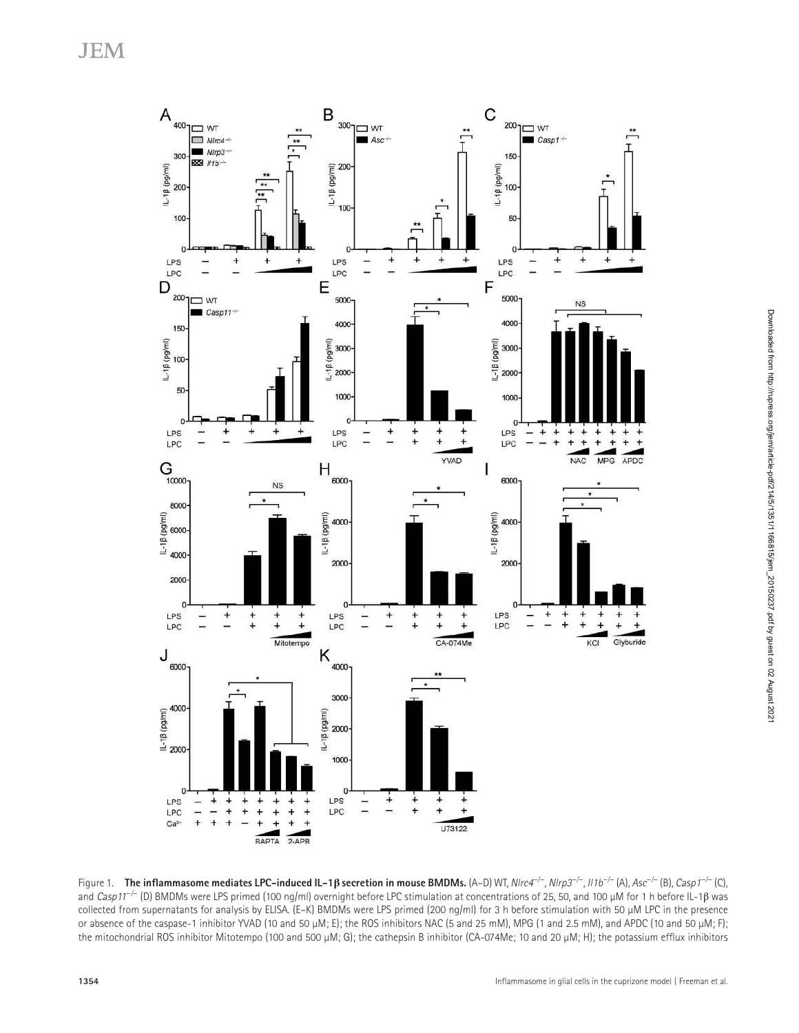Figure 1. **The inflammasome mediates LPC-induced IL-1β secretion in mouse BMDMs.** (A–D) WT, *Nlrc4*$^{-/-}$, *Nlrp3*$^{-/-}$, *Il1b*$^{-/-}$ (A), *Asc*$^{-/-}$ (B), *Casp1*$^{-/-}$ (C), and *Casp11*$^{-/-}$ (D) BMDMs were LPS primed (100 ng/ml) overnight before LPC stimulation at concentrations of 25, 50, and 100 µM for 1 h before IL-1β was collected from supernatants for analysis by ELISA. (E–K) BMDMs were LPS primed (200 ng/ml) for 3 h before stimulation with 50 µM LPC in the presence or absence of the caspase-1 inhibitor YVAD (10 and 50 µM; E); the ROS inhibitors NAC (5 and 25 mM), MPG (1 and 2.5 mM), and APDC (10 and 50 µM; F); the mitochondrial ROS inhibitor Mitotempo (100 and 500 µM; G); the cathepsin B inhibitor (CA-074Me; 10 and 20 µM; H); the potassium efflux inhibitors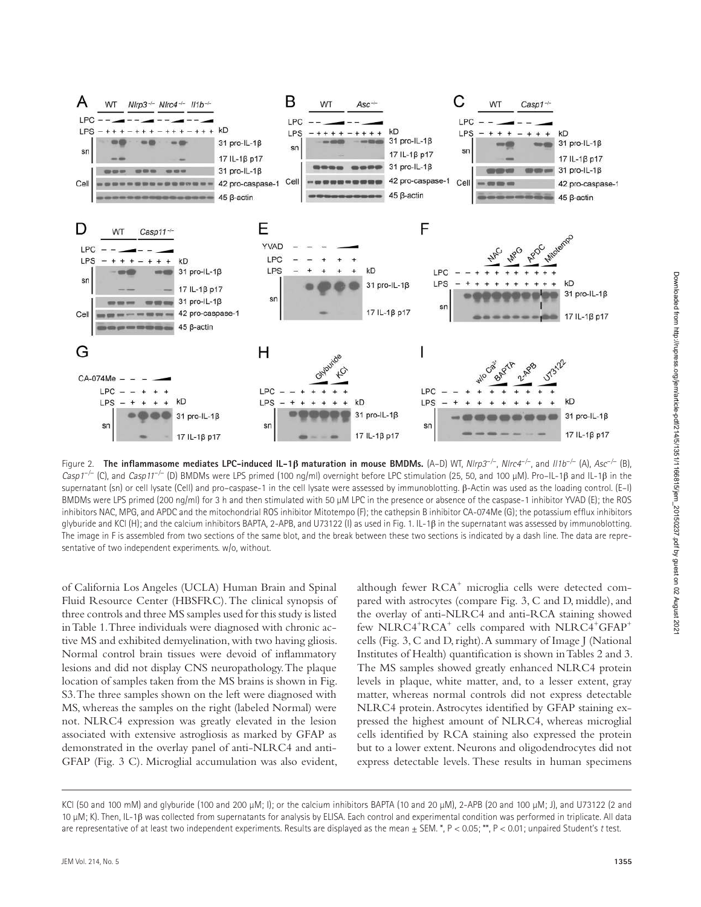Figure 2. **The inflammasome mediates LPC-induced IL-1β maturation in mouse BMDMs.** (A–D) WT, *Nlrp3*$^{-/-}$, *Nlrc4*$^{-/-}$, and *Il1b*$^{-/-}$ (A), *Asc*$^{-/-}$ (B), *Casp1*$^{-/-}$ (C), and *Casp11*$^{-/-}$ (D) BMDMs were LPS primed (100 ng/ml) overnight before LPC stimulation (25, 50, and 100 µM). Pro–IL-1β and IL-1β in the supernatant (sn) or cell lysate (Cell) and pro–caspase-1 in the cell lysate were assessed by immunoblotting. β-Actin was used as the loading control. (E–I) BMDMs were LPS primed (200 ng/ml) for 3 h and then stimulated with 50 µM LPC in the presence or absence of the caspase-1 inhibitor YVAD (E); the ROS inhibitors NAC, MPG, and APDC and the mitochondrial ROS inhibitor Mitotempo (F); the cathepsin B inhibitor CA-074Me (G); the potassium efflux inhibitors glyburide and KCl (H); and the calcium inhibitors BAPTA, 2-APB, and U73122 (I) as used in Fig. 1. IL-1β in the supernatant was assessed by immunoblotting. The image in F is assembled from two sections of the same blot, and the break between these two sections is indicated by a dash line. The data are representative of two independent experiments. w/o, without.

of California Los Angeles (UCLA) Human Brain and Spinal Fluid Resource Center (HBSFRC). The clinical synopsis of three controls and three MS samples used for this study is listed in Table 1. Three individuals were diagnosed with chronic active MS and exhibited demyelination, with two having gliosis. Normal control brain tissues were devoid of inflammatory lesions and did not display CNS neuropathology. The plaque location of samples taken from the MS brains is shown in Fig. S3. The three samples shown on the left were diagnosed with MS, whereas the samples on the right (labeled Normal) were not. NLRC4 expression was greatly elevated in the lesion associated with extensive astrogliosis as marked by GFAP as demonstrated in the overlay panel of anti-NLRC4 and anti-GFAP (Fig. 3 C). Microglial accumulation was also evident, although fewer RCA$^+$ microglia cells were detected compared with astrocytes (compare Fig. 3, C and D, middle), and the overlay of anti-NLRC4 and anti-RCA staining showed few NLRC4$^+$RCA$^+$ cells compared with NLRC4$^+$GFAP$^+$ cells (Fig. 3, C and D, right). A summary of Image J (National Institutes of Health) quantification is shown in Tables 2 and 3. The MS samples showed greatly enhanced NLRC4 protein levels in plaque, white matter, and, to a lesser extent, gray matter, whereas normal controls did not express detectable NLRC4 protein. Astrocytes identified by GFAP staining expressed the highest amount of NLRC4, whereas microglial cells identified by RCA staining also expressed the protein but to a lower extent. Neurons and oligodendrocytes did not express detectable levels. These results in human specimens

KCl (50 and 100 mM) and glyburide (100 and 200 µM; I); or the calcium inhibitors BAPTA (10 and 20 µM), 2-APB (20 and 100 µM; J), and U73122 (2 and 10 µM; K). Then, IL-1β was collected from supernatants for analysis by ELISA. Each control and experimental condition was performed in triplicate. All data are representative of at least two independent experiments. Results are displayed as the mean ± SEM. *, $P < 0.05$; **, $P < 0.01$; unpaired Student's *t* test.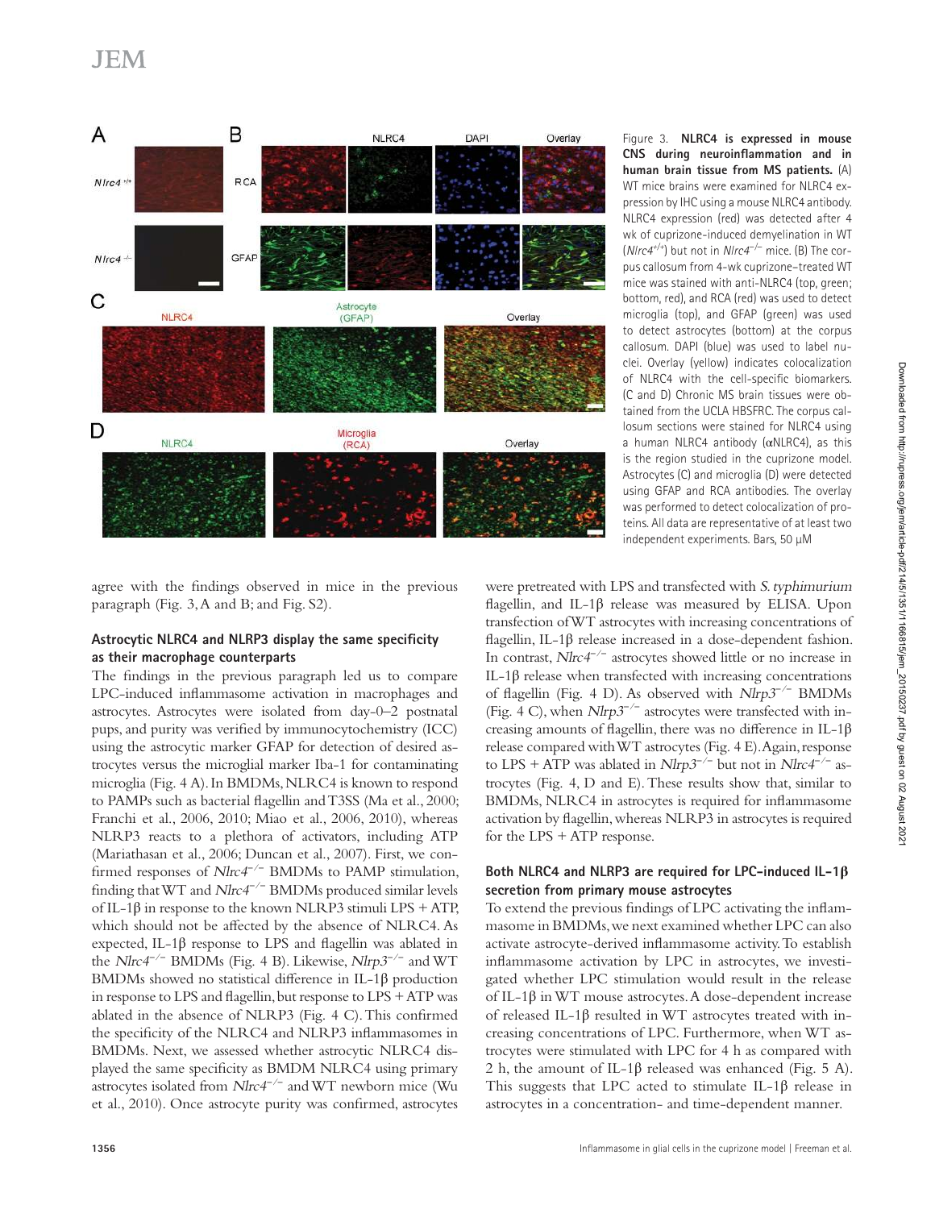Figure 3. **NLRC4 is expressed in mouse CNS during neuroinflammation and in human brain tissue from MS patients.** (A) WT mice brains were examined for NLRC4 expression by IHC using a mouse NLRC4 antibody. NLRC4 expression (red) was detected after 4 wk of cuprizone-induced demyelination in WT ($Nlrc4^{+/+}$) but not in $Nlrc4^{-/-}$ mice. (B) The corpus callosum from 4-wk cuprizone–treated WT mice was stained with anti-NLRC4 (top, green; bottom, red), and RCA (red) was used to detect microglia (top), and GFAP (green) was used to detect astrocytes (bottom) at the corpus callosum. DAPI (blue) was used to label nuclei. Overlay (yellow) indicates colocalization of NLRC4 with the cell-specific biomarkers. (C and D) Chronic MS brain tissues were obtained from the UCLA HBSFRC. The corpus callosum sections were stained for NLRC4 using a human NLRC4 antibody (αNLRC4), as this is the region studied in the cuprizone model. Astrocytes (C) and microglia (D) were detected using GFAP and RCA antibodies. The overlay was performed to detect colocalization of proteins. All data are representative of at least two independent experiments. Bars, 50 µM

agree with the findings observed in mice in the previous paragraph (Fig. 3, A and B; and Fig. S2).

### Astrocytic NLRC4 and NLRP3 display the same specificity as their macrophage counterparts

The findings in the previous paragraph led us to compare LPC-induced inflammasome activation in macrophages and astrocytes. Astrocytes were isolated from day-0–2 postnatal pups, and purity was verified by immunocytochemistry (ICC) using the astrocytic marker GFAP for detection of desired astrocytes versus the microglial marker Iba-1 for contaminating microglia (Fig. 4 A). In BMDMs, NLRC4 is known to respond to PAMPs such as bacterial flagellin and T3SS (Ma et al., 2000; Franchi et al., 2006, 2010; Miao et al., 2006, 2010), whereas NLRP3 reacts to a plethora of activators, including ATP (Mariathasan et al., 2006; Duncan et al., 2007). First, we confirmed responses of $Nlrc4^{-/-}$ BMDMs to PAMP stimulation, finding that WT and $Nlrc4^{-/-}$ BMDMs produced similar levels of IL-1β in response to the known NLRP3 stimuli LPS + ATP, which should not be affected by the absence of NLRC4. As expected, IL-1β response to LPS and flagellin was ablated in the $Nlrc4^{-/-}$ BMDMs (Fig. 4 B). Likewise, $Nlrp3^{-/-}$ and WT BMDMs showed no statistical difference in IL-1β production in response to LPS and flagellin, but response to LPS + ATP was ablated in the absence of NLRP3 (Fig. 4 C). This confirmed the specificity of the NLRC4 and NLRP3 inflammasomes in BMDMs. Next, we assessed whether astrocytic NLRC4 displayed the same specificity as BMDM NLRC4 using primary astrocytes isolated from $Nlrc4^{-/-}$ and WT newborn mice (Wu et al., 2010). Once astrocyte purity was confirmed, astrocytes were pretreated with LPS and transfected with *S. typhimurium* flagellin, and IL-1β release was measured by ELISA. Upon transfection of WT astrocytes with increasing concentrations of flagellin, IL-1β release increased in a dose-dependent fashion. In contrast, $Nlrc4^{-/-}$ astrocytes showed little or no increase in IL-1β release when transfected with increasing concentrations of flagellin (Fig. 4 D). As observed with $Nlrp3^{-/-}$ BMDMs (Fig. 4 C), when $Nlrp3^{-/-}$ astrocytes were transfected with increasing amounts of flagellin, there was no difference in IL-1β release compared with WT astrocytes (Fig. 4 E). Again, response to LPS + ATP was ablated in $Nlrp3^{-/-}$ but not in $Nlrc4^{-/-}$ astrocytes (Fig. 4, D and E). These results show that, similar to BMDMs, NLRC4 in astrocytes is required for inflammasome activation by flagellin, whereas NLRP3 in astrocytes is required for the LPS + ATP response.

### Both NLRC4 and NLRP3 are required for LPC-induced IL-1β secretion from primary mouse astrocytes

To extend the previous findings of LPC activating the inflammasome in BMDMs, we next examined whether LPC can also activate astrocyte-derived inflammasome activity. To establish inflammasome activation by LPC in astrocytes, we investigated whether LPC stimulation would result in the release of IL-1β in WT mouse astrocytes. A dose-dependent increase of released IL-1β resulted in WT astrocytes treated with increasing concentrations of LPC. Furthermore, when WT astrocytes were stimulated with LPC for 4 h as compared with 2 h, the amount of IL-1β released was enhanced (Fig. 5 A). This suggests that LPC acted to stimulate IL-1β release in astrocytes in a concentration- and time-dependent manner.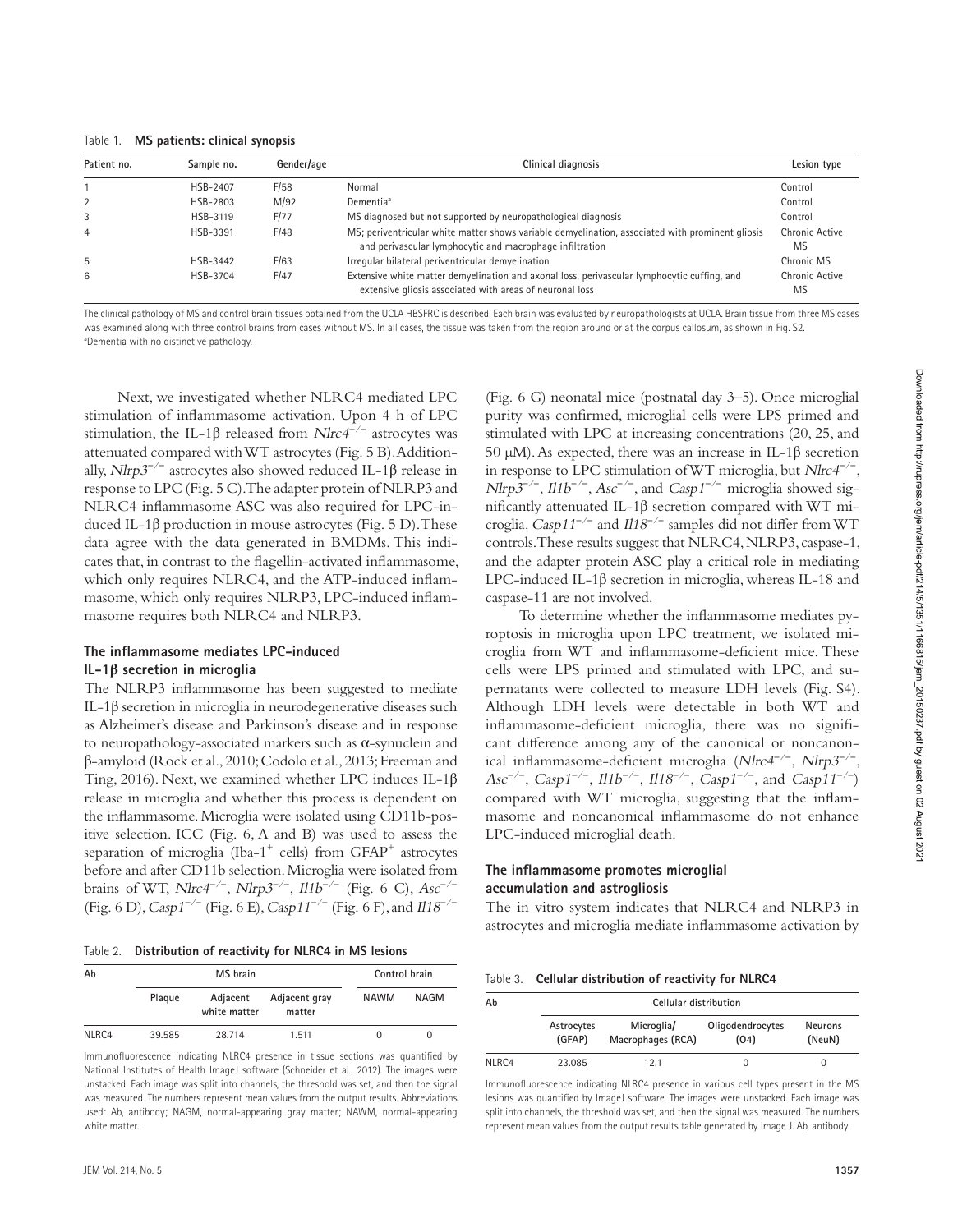Table 1. **MS patients: clinical synopsis**

| Patient no. | Sample no. | Gender/age | Clinical diagnosis | Lesion type |
|---|---|---|---|---|
| 1 | HSB-2407 | F/58 | Normal | Control |
| 2 | HSB-2803 | M/92 | Dementia[a] | Control |
| 3 | HSB-3119 | F/77 | MS diagnosed but not supported by neuropathological diagnosis | Control |
| 4 | HSB-3391 | F/48 | MS; periventricular white matter shows variable demyelination, associated with prominent gliosis and perivascular lymphocytic and macrophage infiltration | Chronic Active MS |
| 5 | HSB-3442 | F/63 | Irregular bilateral periventricular demyelination | Chronic MS |
| 6 | HSB-3704 | F/47 | Extensive white matter demyelination and axonal loss, perivascular lymphocytic cuffing, and extensive gliosis associated with areas of neuronal loss | Chronic Active MS |

The clinical pathology of MS and control brain tissues obtained from the UCLA HBSFRC is described. Each brain was evaluated by neuropathologists at UCLA. Brain tissue from three MS cases was examined along with three control brains from cases without MS. In all cases, the tissue was taken from the region around or at the corpus callosum, as shown in Fig. S2.
[a]Dementia with no distinctive pathology.

Next, we investigated whether NLRC4 mediated LPC stimulation of inflammasome activation. Upon 4 h of LPC stimulation, the IL-1β released from *Nlrc4*$^{-/-}$ astrocytes was attenuated compared with WT astrocytes (Fig. 5 B). Additionally, *Nlrp3*$^{-/-}$ astrocytes also showed reduced IL-1β release in response to LPC (Fig. 5 C). The adapter protein of NLRP3 and NLRC4 inflammasome ASC was also required for LPC-induced IL-1β production in mouse astrocytes (Fig. 5 D). These data agree with the data generated in BMDMs. This indicates that, in contrast to the flagellin-activated inflammasome, which only requires NLRC4, and the ATP-induced inflammasome, which only requires NLRP3, LPC-induced inflammasome requires both NLRC4 and NLRP3.

### The inflammasome mediates LPC-induced IL-1β secretion in microglia

The NLRP3 inflammasome has been suggested to mediate IL-1β secretion in microglia in neurodegenerative diseases such as Alzheimer's disease and Parkinson's disease and in response to neuropathology-associated markers such as α-synuclein and β-amyloid (Rock et al., 2010; Codolo et al., 2013; Freeman and Ting, 2016). Next, we examined whether LPC induces IL-1β release in microglia and whether this process is dependent on the inflammasome. Microglia were isolated using CD11b-positive selection. ICC (Fig. 6, A and B) was used to assess the separation of microglia (Iba-1$^{+}$ cells) from GFAP$^{+}$ astrocytes before and after CD11b selection. Microglia were isolated from brains of WT, *Nlrc4*$^{-/-}$, *Nlrp3*$^{-/-}$, *Il1b*$^{-/-}$ (Fig. 6 C), *Asc*$^{-/-}$ (Fig. 6 D), *Casp1*$^{-/-}$ (Fig. 6 E), *Casp11*$^{-/-}$ (Fig. 6 F), and *Il18*$^{-/-}$ (Fig. 6 G) neonatal mice (postnatal day 3–5). Once microglial purity was confirmed, microglial cells were LPS primed and stimulated with LPC at increasing concentrations (20, 25, and 50 µM). As expected, there was an increase in IL-1β secretion in response to LPC stimulation of WT microglia, but *Nlrc4*$^{-/-}$, *Nlrp3*$^{-/-}$, *Il1b*$^{-/-}$, *Asc*$^{-/-}$, and *Casp1*$^{-/-}$ microglia showed significantly attenuated IL-1β secretion compared with WT microglia. *Casp11*$^{-/-}$ and *Il18*$^{-/-}$ samples did not differ from WT controls. These results suggest that NLRC4, NLRP3, caspase-1, and the adapter protein ASC play a critical role in mediating LPC-induced IL-1β secretion in microglia, whereas IL-18 and caspase-11 are not involved.

To determine whether the inflammasome mediates pyroptosis in microglia upon LPC treatment, we isolated microglia from WT and inflammasome-deficient mice. These cells were LPS primed and stimulated with LPC, and supernatants were collected to measure LDH levels (Fig. S4). Although LDH levels were detectable in both WT and inflammasome-deficient microglia, there was no significant difference among any of the canonical or noncanonical inflammasome-deficient microglia (*Nlrc4*$^{-/-}$, *Nlrp3*$^{-/-}$, *Asc*$^{-/-}$, *Casp1*$^{-/-}$, *Il1b*$^{-/-}$, *Il18*$^{-/-}$, *Casp1*$^{-/-}$, and *Casp11*$^{-/-}$) compared with WT microglia, suggesting that the inflammasome and noncanonical inflammasome do not enhance LPC-induced microglial death.

### The inflammasome promotes microglial accumulation and astrogliosis

The in vitro system indicates that NLRC4 and NLRP3 in astrocytes and microglia mediate inflammasome activation by

Table 2. **Distribution of reactivity for NLRC4 in MS lesions**

| Ab | MS brain | | | Control brain | |
|---|---|---|---|---|---|
| | Plaque | Adjacent white matter | Adjacent gray matter | NAWM | NAGM |
| NLRC4 | 39.585 | 28.714 | 1.511 | 0 | 0 |

Immunofluorescence indicating NLRC4 presence in tissue sections was quantified by National Institutes of Health ImageJ software (Schneider et al., 2012). The images were unstacked. Each image was split into channels, the threshold was set, and then the signal was measured. The numbers represent mean values from the output results. Abbreviations used: Ab, antibody; NAGM, normal-appearing gray matter; NAWM, normal-appearing white matter.

Table 3. **Cellular distribution of reactivity for NLRC4**

| Ab | Cellular distribution | | | |
|---|---|---|---|---|
| | Astrocytes (GFAP) | Microglia/ Macrophages (RCA) | Oligodendrocytes (O4) | Neurons (NeuN) |
| NLRC4 | 23.085 | 12.1 | 0 | 0 |

Immunofluorescence indicating NLRC4 presence in various cell types present in the MS lesions was quantified by ImageJ software. The images were unstacked. Each image was split into channels, the threshold was set, and then the signal was measured. The numbers represent mean values from the output results table generated by Image J. Ab, antibody.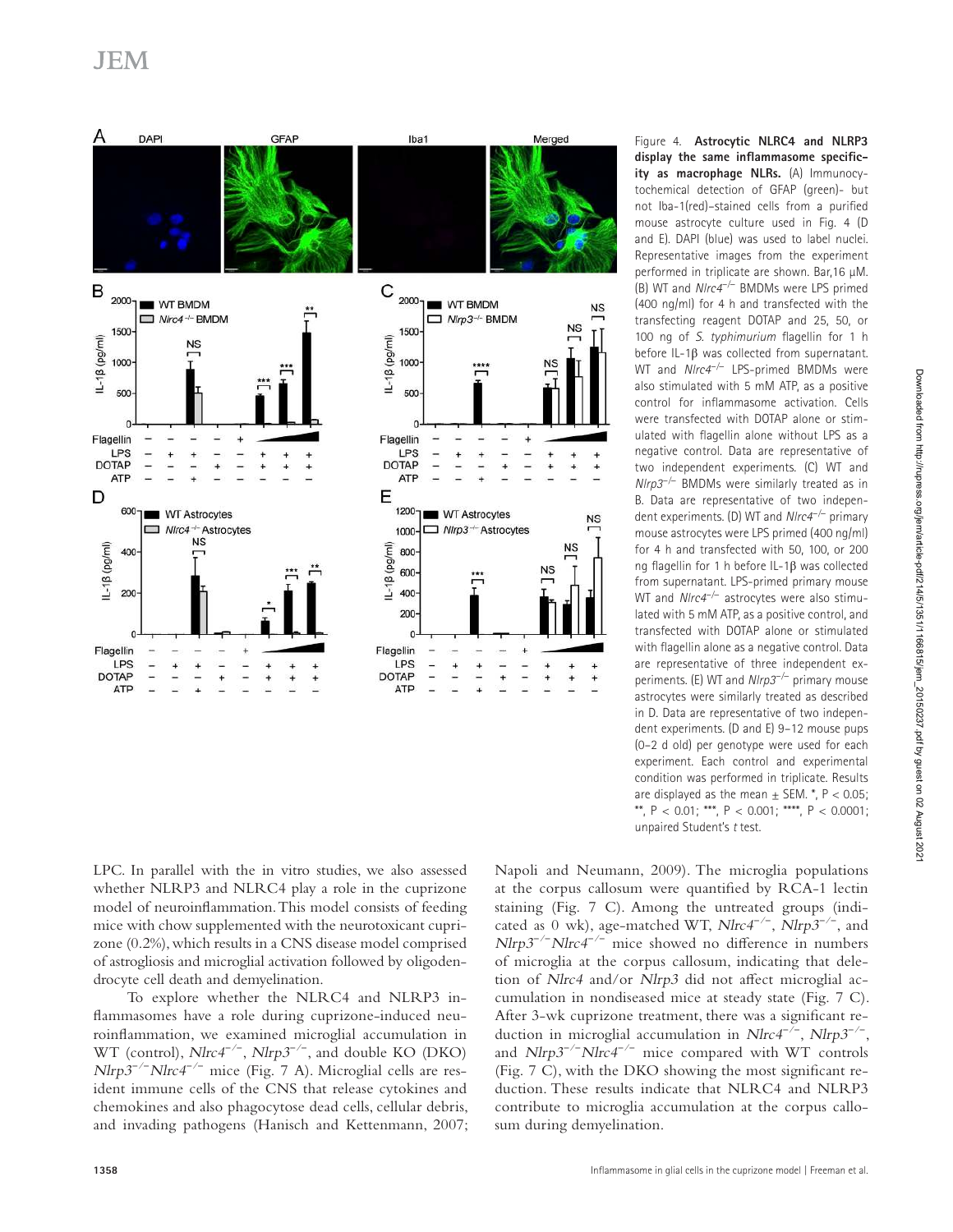Figure 4. **Astrocytic NLRC4 and NLRP3 display the same inflammasome specificity as macrophage NLRs.** (A) Immunocytochemical detection of GFAP (green)- but not Iba-1(red)-stained cells from a purified mouse astrocyte culture used in Fig. 4 (D and E). DAPI (blue) was used to label nuclei. Representative images from the experiment performed in triplicate are shown. Bar,16 µM. (B) WT and *Nlrc4*$^{-/-}$ BMDMs were LPS primed (400 ng/ml) for 4 h and transfected with the transfecting reagent DOTAP and 25, 50, or 100 ng of *S. typhimurium* flagellin for 1 h before IL-1β was collected from supernatant. WT and *Nlrc4*$^{-/-}$ LPS-primed BMDMs were also stimulated with 5 mM ATP, as a positive control for inflammasome activation. Cells were transfected with DOTAP alone or stimulated with flagellin alone without LPS as a negative control. Data are representative of two independent experiments. (C) WT and *Nlrp3*$^{-/-}$ BMDMs were similarly treated as in B. Data are representative of two independent experiments. (D) WT and *Nlrc4*$^{-/-}$ primary mouse astrocytes were LPS primed (400 ng/ml) for 4 h and transfected with 50, 100, or 200 ng flagellin for 1 h before IL-1β was collected from supernatant. LPS-primed primary mouse WT and *Nlrc4*$^{-/-}$ astrocytes were also stimulated with 5 mM ATP, as a positive control, and transfected with DOTAP alone or stimulated with flagellin alone as a negative control. Data are representative of three independent experiments. (E) WT and *Nlrp3*$^{-/-}$ primary mouse astrocytes were similarly treated as described in D. Data are representative of two independent experiments. (D and E) 9–12 mouse pups (0–2 d old) per genotype were used for each experiment. Each control and experimental condition was performed in triplicate. Results are displayed as the mean ± SEM. *, $P < 0.05$; **, $P < 0.01$; ***, $P < 0.001$; ****, $P < 0.0001$; unpaired Student's *t* test.

LPC. In parallel with the in vitro studies, we also assessed whether NLRP3 and NLRC4 play a role in the cuprizone model of neuroinflammation. This model consists of feeding mice with chow supplemented with the neurotoxicant cuprizone (0.2%), which results in a CNS disease model comprised of astrogliosis and microglial activation followed by oligodendrocyte cell death and demyelination.

To explore whether the NLRC4 and NLRP3 inflammasomes have a role during cuprizone-induced neuroinflammation, we examined microglial accumulation in WT (control), *Nlrc4*$^{-/-}$, *Nlrp3*$^{-/-}$, and double KO (DKO) *Nlrp3*$^{-/-}$*Nlrc4*$^{-/-}$ mice (Fig. 7 A). Microglial cells are resident immune cells of the CNS that release cytokines and chemokines and also phagocytose dead cells, cellular debris, and invading pathogens (Hanisch and Kettenmann, 2007; Napoli and Neumann, 2009). The microglia populations at the corpus callosum were quantified by RCA-1 lectin staining (Fig. 7 C). Among the untreated groups (indicated as 0 wk), age-matched WT, *Nlrc4*$^{-/-}$, *Nlrp3*$^{-/-}$, and *Nlrp3*$^{-/-}$*Nlrc4*$^{-/-}$ mice showed no difference in numbers of microglia at the corpus callosum, indicating that deletion of *Nlrc4* and/or *Nlrp3* did not affect microglial accumulation in nondiseased mice at steady state (Fig. 7 C). After 3-wk cuprizone treatment, there was a significant reduction in microglial accumulation in *Nlrc4*$^{-/-}$, *Nlrp3*$^{-/-}$, and *Nlrp3*$^{-/-}$*Nlrc4*$^{-/-}$ mice compared with WT controls (Fig. 7 C), with the DKO showing the most significant reduction. These results indicate that NLRC4 and NLRP3 contribute to microglia accumulation at the corpus callosum during demyelination.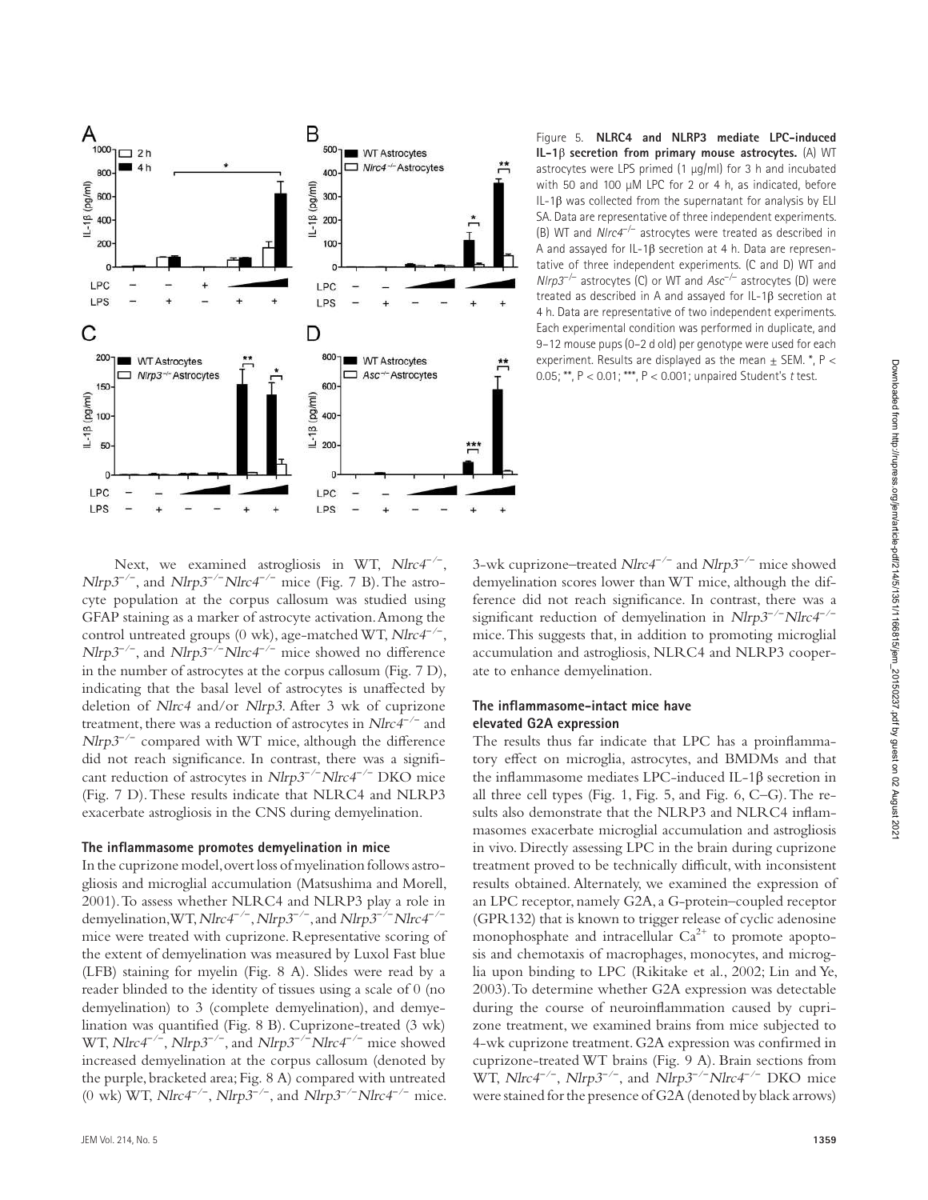Figure 5. **NLRC4 and NLRP3 mediate LPC-induced IL-1β secretion from primary mouse astrocytes.** (A) WT astrocytes were LPS primed (1 µg/ml) for 3 h and incubated with 50 and 100 µM LPC for 2 or 4 h, as indicated, before IL-1β was collected from the supernatant for analysis by ELISA. Data are representative of three independent experiments. (B) WT and *Nlrc4*$^{-/-}$ astrocytes were treated as described in A and assayed for IL-1β secretion at 4 h. Data are representative of three independent experiments. (C and D) WT and *Nlrp3*$^{-/-}$ astrocytes (C) or WT and *Asc*$^{-/-}$ astrocytes (D) were treated as described in A and assayed for IL-1β secretion at 4 h. Data are representative of two independent experiments. Each experimental condition was performed in duplicate, and 9–12 mouse pups (0–2 d old) per genotype were used for each experiment. Results are displayed as the mean ± SEM. *, $P < 0.05$; **, $P < 0.01$; ***, $P < 0.001$; unpaired Student's *t* test.

Next, we examined astrogliosis in WT, *Nlrc4*$^{-/-}$, *Nlrp3*$^{-/-}$, and *Nlrp3*$^{-/-}$*Nlrc4*$^{-/-}$ mice (Fig. 7 B). The astrocyte population at the corpus callosum was studied using GFAP staining as a marker of astrocyte activation. Among the control untreated groups (0 wk), age-matched WT, *Nlrc4*$^{-/-}$, *Nlrp3*$^{-/-}$, and *Nlrp3*$^{-/-}$*Nlrc4*$^{-/-}$ mice showed no difference in the number of astrocytes at the corpus callosum (Fig. 7 D), indicating that the basal level of astrocytes is unaffected by deletion of *Nlrc4* and/or *Nlrp3*. After 3 wk of cuprizone treatment, there was a reduction of astrocytes in *Nlrc4*$^{-/-}$ and *Nlrp3*$^{-/-}$ compared with WT mice, although the difference did not reach significance. In contrast, there was a significant reduction of astrocytes in *Nlrp3*$^{-/-}$*Nlrc4*$^{-/-}$ DKO mice (Fig. 7 D). These results indicate that NLRC4 and NLRP3 exacerbate astrogliosis in the CNS during demyelination.

## The inflammasome promotes demyelination in mice

In the cuprizone model, overt loss of myelination follows astrogliosis and microglial accumulation (Matsushima and Morell, 2001). To assess whether NLRC4 and NLRP3 play a role in demyelination, WT, *Nlrc4*$^{-/-}$, *Nlrp3*$^{-/-}$, and *Nlrp3*$^{-/-}$*Nlrc4*$^{-/-}$ mice were treated with cuprizone. Representative scoring of the extent of demyelination was measured by Luxol Fast blue (LFB) staining for myelin (Fig. 8 A). Slides were read by a reader blinded to the identity of tissues using a scale of 0 (no demyelination) to 3 (complete demyelination), and demyelination was quantified (Fig. 8 B). Cuprizone-treated (3 wk) WT, *Nlrc4*$^{-/-}$, *Nlrp3*$^{-/-}$, and *Nlrp3*$^{-/-}$*Nlrc4*$^{-/-}$ mice showed increased demyelination at the corpus callosum (denoted by the purple, bracketed area; Fig. 8 A) compared with untreated (0 wk) WT, *Nlrc4*$^{-/-}$, *Nlrp3*$^{-/-}$, and *Nlrp3*$^{-/-}$*Nlrc4*$^{-/-}$ mice. 3-wk cuprizone–treated *Nlrc4*$^{-/-}$ and *Nlrp3*$^{-/-}$ mice showed demyelination scores lower than WT mice, although the difference did not reach significance. In contrast, there was a significant reduction of demyelination in *Nlrp3*$^{-/-}$*Nlrc4*$^{-/-}$ mice. This suggests that, in addition to promoting microglial accumulation and astrogliosis, NLRC4 and NLRP3 cooperate to enhance demyelination.

## The inflammasome-intact mice have elevated G2A expression

The results thus far indicate that LPC has a proinflammatory effect on microglia, astrocytes, and BMDMs and that the inflammasome mediates LPC-induced IL-1β secretion in all three cell types (Fig. 1, Fig. 5, and Fig. 6, C–G). The results also demonstrate that the NLRP3 and NLRC4 inflammasomes exacerbate microglial accumulation and astrogliosis in vivo. Directly assessing LPC in the brain during cuprizone treatment proved to be technically difficult, with inconsistent results obtained. Alternately, we examined the expression of an LPC receptor, namely G2A, a G-protein–coupled receptor (GPR132) that is known to trigger release of cyclic adenosine monophosphate and intracellular $Ca^{2+}$ to promote apoptosis and chemotaxis of macrophages, monocytes, and microglia upon binding to LPC (Rikitake et al., 2002; Lin and Ye, 2003). To determine whether G2A expression was detectable during the course of neuroinflammation caused by cuprizone treatment, we examined brains from mice subjected to 4-wk cuprizone treatment. G2A expression was confirmed in cuprizone-treated WT brains (Fig. 9 A). Brain sections from WT, *Nlrc4*$^{-/-}$, *Nlrp3*$^{-/-}$, and *Nlrp3*$^{-/-}$*Nlrc4*$^{-/-}$ DKO mice were stained for the presence of G2A (denoted by black arrows)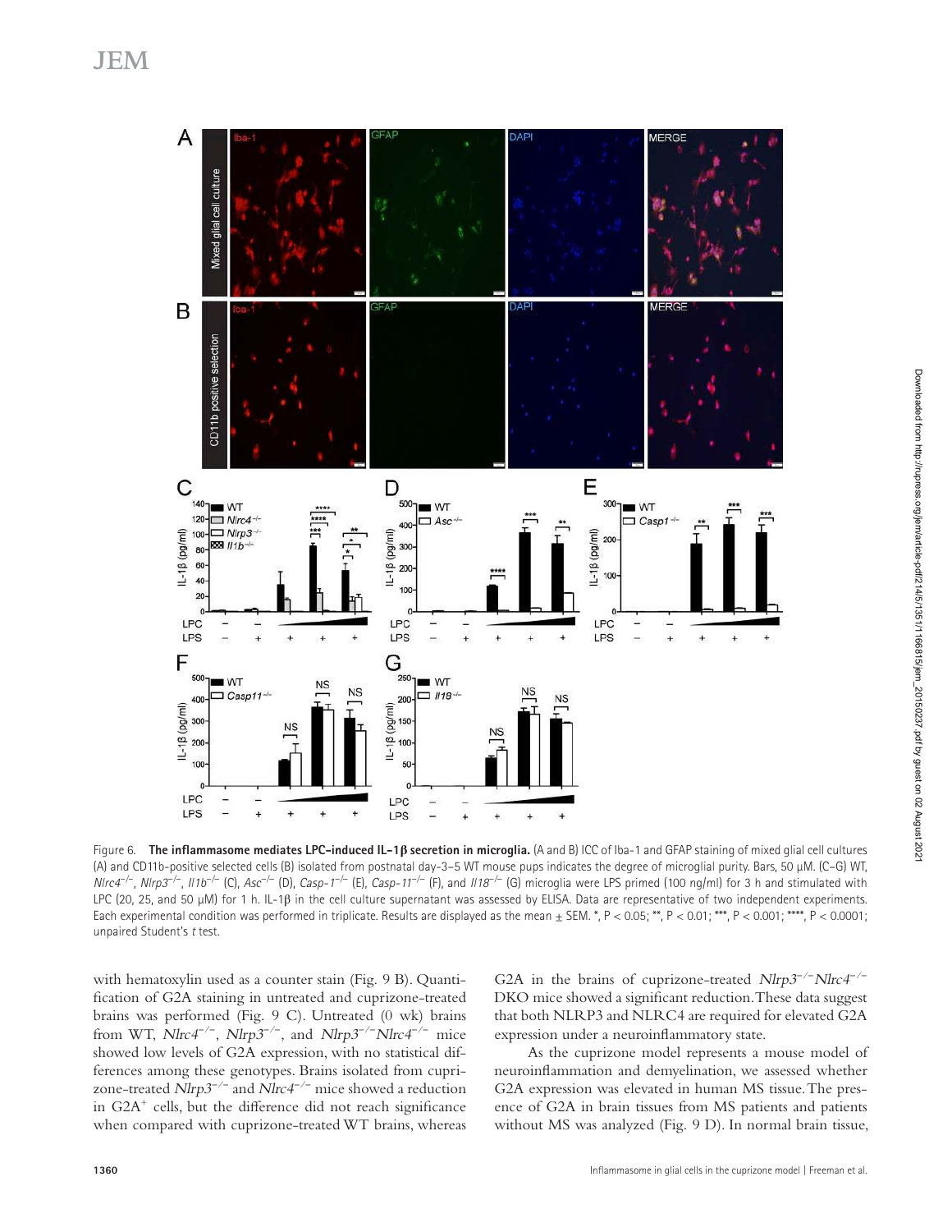Figure 6. **The inflammasome mediates LPC-induced IL-1β secretion in microglia.** (A and B) ICC of Iba-1 and GFAP staining of mixed glial cell cultures (A) and CD11b-positive selected cells (B) isolated from postnatal day-3–5 WT mouse pups indicates the degree of microglial purity. Bars, 50 µM. (C–G) WT, *Nlrc4*$^{-/-}$, *Nlrp3*$^{-/-}$, *Il1b*$^{-/-}$ (C), *Asc*$^{-/-}$ (D), *Casp-1*$^{-/-}$ (E), *Casp-11*$^{-/-}$ (F), and *Il18*$^{-/-}$ (G) microglia were LPS primed (100 ng/ml) for 3 h and stimulated with LPC (20, 25, and 50 µM) for 1 h. IL-1β in the cell culture supernatant was assessed by ELISA. Data are representative of two independent experiments. Each experimental condition was performed in triplicate. Results are displayed as the mean ± SEM. *, $P < 0.05$; **, $P < 0.01$; ***, $P < 0.001$; ****, $P < 0.0001$; unpaired Student's *t* test.

with hematoxylin used as a counter stain (Fig. 9 B). Quantification of G2A staining in untreated and cuprizone-treated brains was performed (Fig. 9 C). Untreated (0 wk) brains from WT, *Nlrc4*$^{-/-}$, *Nlrp3*$^{-/-}$, and *Nlrp3*$^{-/-}$*Nlrc4*$^{-/-}$ mice showed low levels of G2A expression, with no statistical differences among these genotypes. Brains isolated from cuprizone-treated *Nlrp3*$^{-/-}$ and *Nlrc4*$^{-/-}$ mice showed a reduction in G2A$^{+}$ cells, but the difference did not reach significance when compared with cuprizone-treated WT brains, whereas G2A in the brains of cuprizone-treated *Nlrp3*$^{-/-}$*Nlrc4*$^{-/-}$ DKO mice showed a significant reduction. These data suggest that both NLRP3 and NLRC4 are required for elevated G2A expression under a neuroinflammatory state.

As the cuprizone model represents a mouse model of neuroinflammation and demyelination, we assessed whether G2A expression was elevated in human MS tissue. The presence of G2A in brain tissues from MS patients and patients without MS was analyzed (Fig. 9 D). In normal brain tissue,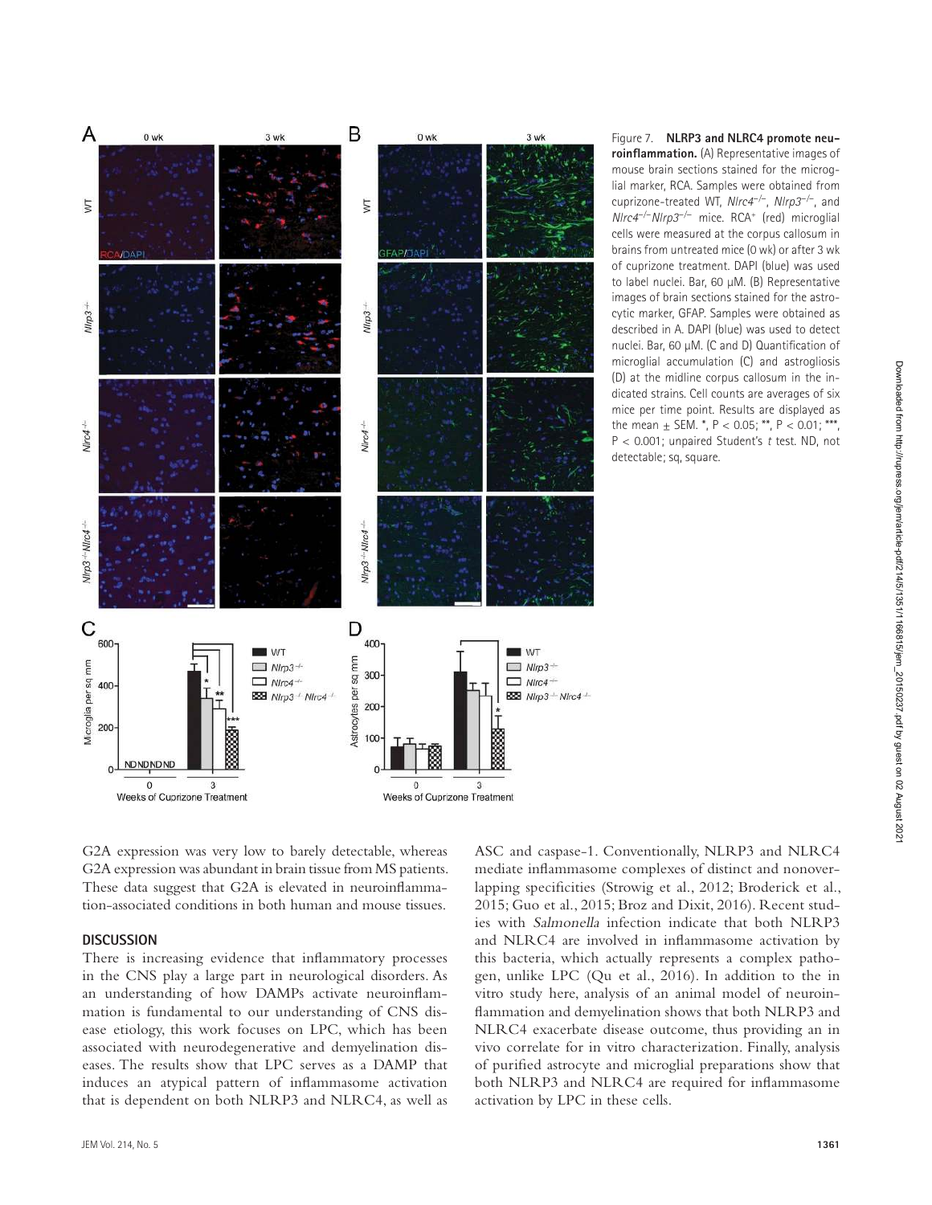Figure 7. **NLRP3 and NLRC4 promote neuroinflammation.** (A) Representative images of mouse brain sections stained for the microglial marker, RCA. Samples were obtained from cuprizone-treated WT, *Nlrc4*$^{-/-}$, *Nlrp3*$^{-/-}$, and *Nlrc4*$^{-/-}$*Nlrp3*$^{-/-}$ mice. RCA$^{+}$ (red) microglial cells were measured at the corpus callosum in brains from untreated mice (0 wk) or after 3 wk of cuprizone treatment. DAPI (blue) was used to label nuclei. Bar, 60 µM. (B) Representative images of brain sections stained for the astrocytic marker, GFAP. Samples were obtained as described in A. DAPI (blue) was used to detect nuclei. Bar, 60 µM. (C and D) Quantification of microglial accumulation (C) and astrogliosis (D) at the midline corpus callosum in the indicated strains. Cell counts are averages of six mice per time point. Results are displayed as the mean ± SEM. *, $P < 0.05$; **, $P < 0.01$; ***, $P < 0.001$; unpaired Student's *t* test. ND, not detectable; sq, square.

G2A expression was very low to barely detectable, whereas G2A expression was abundant in brain tissue from MS patients. These data suggest that G2A is elevated in neuroinflammation-associated conditions in both human and mouse tissues.

## DISCUSSION

There is increasing evidence that inflammatory processes in the CNS play a large part in neurological disorders. As an understanding of how DAMPs activate neuroinflammation is fundamental to our understanding of CNS disease etiology, this work focuses on LPC, which has been associated with neurodegenerative and demyelination diseases. The results show that LPC serves as a DAMP that induces an atypical pattern of inflammasome activation that is dependent on both NLRP3 and NLRC4, as well as ASC and caspase-1. Conventionally, NLRP3 and NLRC4 mediate inflammasome complexes of distinct and nonoverlapping specificities (Strowig et al., 2012; Broderick et al., 2015; Guo et al., 2015; Broz and Dixit, 2016). Recent studies with *Salmonella* infection indicate that both NLRP3 and NLRC4 are involved in inflammasome activation by this bacteria, which actually represents a complex pathogen, unlike LPC (Qu et al., 2016). In addition to the in vitro study here, analysis of an animal model of neuroinflammation and demyelination shows that both NLRP3 and NLRC4 exacerbate disease outcome, thus providing an in vivo correlate for in vitro characterization. Finally, analysis of purified astrocyte and microglial preparations show that both NLRP3 and NLRC4 are required for inflammasome activation by LPC in these cells.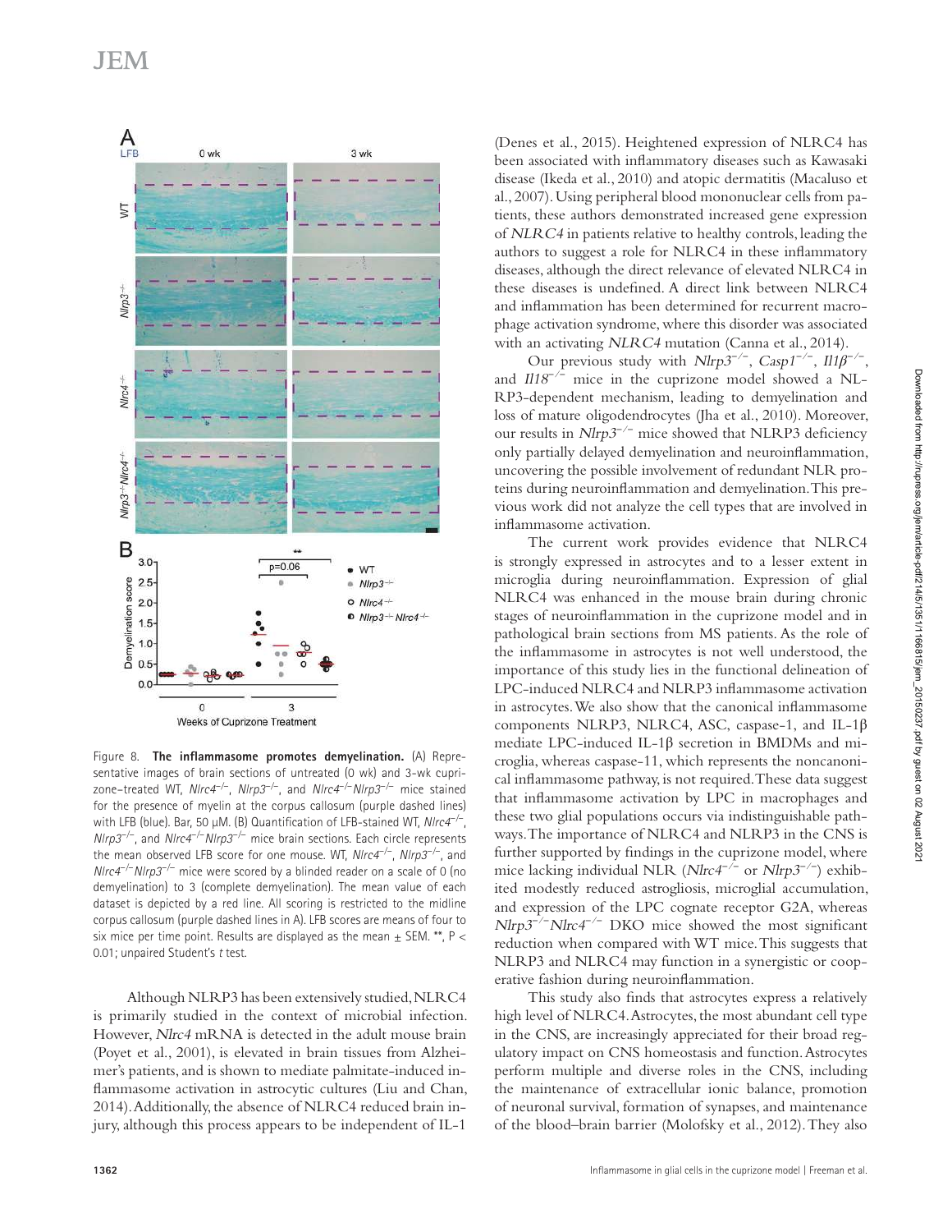Figure 8. **The inflammasome promotes demyelination.** (A) Representative images of brain sections of untreated (0 wk) and 3-wk cuprizone–treated WT, *Nlrc4*$^{-/-}$, *Nlrp3*$^{-/-}$, and *Nlrc4*$^{-/-}$*Nlrp3*$^{-/-}$ mice stained for the presence of myelin at the corpus callosum (purple dashed lines) with LFB (blue). Bar, 50 µM. (B) Quantification of LFB-stained WT, *Nlrc4*$^{-/-}$, *Nlrp3*$^{-/-}$, and *Nlrc4*$^{-/-}$*Nlrp3*$^{-/-}$ mice brain sections. Each circle represents the mean observed LFB score for one mouse. WT, *Nlrc4*$^{-/-}$, *Nlrp3*$^{-/-}$, and *Nlrc4*$^{-/-}$*Nlrp3*$^{-/-}$ mice were scored by a blinded reader on a scale of 0 (no demyelination) to 3 (complete demyelination). The mean value of each dataset is depicted by a red line. All scoring is restricted to the midline corpus callosum (purple dashed lines in A). LFB scores are means of four to six mice per time point. Results are displayed as the mean ± SEM. **, $P < 0.01$; unpaired Student's *t* test.

Although NLRP3 has been extensively studied, NLRC4 is primarily studied in the context of microbial infection. However, *Nlrc4* mRNA is detected in the adult mouse brain (Poyet et al., 2001), is elevated in brain tissues from Alzheimer's patients, and is shown to mediate palmitate-induced inflammasome activation in astrocytic cultures (Liu and Chan, 2014). Additionally, the absence of NLRC4 reduced brain injury, although this process appears to be independent of IL-1 (Denes et al., 2015). Heightened expression of NLRC4 has been associated with inflammatory diseases such as Kawasaki disease (Ikeda et al., 2010) and atopic dermatitis (Macaluso et al., 2007). Using peripheral blood mononuclear cells from patients, these authors demonstrated increased gene expression of *NLRC4* in patients relative to healthy controls, leading the authors to suggest a role for NLRC4 in these inflammatory diseases, although the direct relevance of elevated NLRC4 in these diseases is undefined. A direct link between NLRC4 and inflammation has been determined for recurrent macrophage activation syndrome, where this disorder was associated with an activating *NLRC4* mutation (Canna et al., 2014).

Our previous study with *Nlrp3*$^{-/-}$, *Casp1*$^{-/-}$, *Il1β*$^{-/-}$, and *Il18*$^{-/-}$ mice in the cuprizone model showed a NLRP3-dependent mechanism, leading to demyelination and loss of mature oligodendrocytes (Jha et al., 2010). Moreover, our results in *Nlrp3*$^{-/-}$ mice showed that NLRP3 deficiency only partially delayed demyelination and neuroinflammation, uncovering the possible involvement of redundant NLR proteins during neuroinflammation and demyelination. This previous work did not analyze the cell types that are involved in inflammasome activation.

The current work provides evidence that NLRC4 is strongly expressed in astrocytes and to a lesser extent in microglia during neuroinflammation. Expression of glial NLRC4 was enhanced in the mouse brain during chronic stages of neuroinflammation in the cuprizone model and in pathological brain sections from MS patients. As the role of the inflammasome in astrocytes is not well understood, the importance of this study lies in the functional delineation of LPC-induced NLRC4 and NLRP3 inflammasome activation in astrocytes. We also show that the canonical inflammasome components NLRP3, NLRC4, ASC, caspase-1, and IL-1β mediate LPC-induced IL-1β secretion in BMDMs and microglia, whereas caspase-11, which represents the noncanonical inflammasome pathway, is not required. These data suggest that inflammasome activation by LPC in macrophages and these two glial populations occurs via indistinguishable pathways. The importance of NLRC4 and NLRP3 in the CNS is further supported by findings in the cuprizone model, where mice lacking individual NLR (*Nlrc4*$^{-/-}$ or *Nlrp3*$^{-/-}$) exhibited modestly reduced astrogliosis, microglial accumulation, and expression of the LPC cognate receptor G2A, whereas *Nlrp3*$^{-/-}$*Nlrc4*$^{-/-}$ DKO mice showed the most significant reduction when compared with WT mice. This suggests that NLRP3 and NLRC4 may function in a synergistic or cooperative fashion during neuroinflammation.

This study also finds that astrocytes express a relatively high level of NLRC4. Astrocytes, the most abundant cell type in the CNS, are increasingly appreciated for their broad regulatory impact on CNS homeostasis and function. Astrocytes perform multiple and diverse roles in the CNS, including the maintenance of extracellular ionic balance, promotion of neuronal survival, formation of synapses, and maintenance of the blood–brain barrier (Molofsky et al., 2012). They also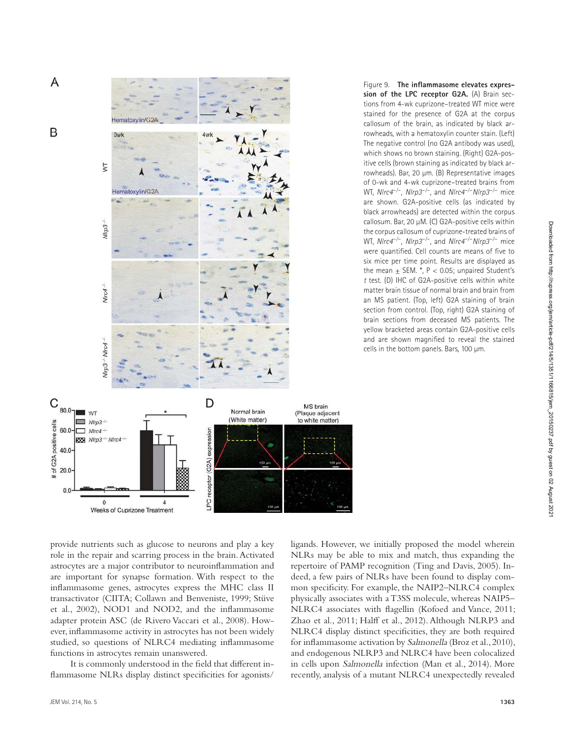Figure 9. **The inflammasome elevates expression of the LPC receptor G2A.** (A) Brain sections from 4-wk cuprizone–treated WT mice were stained for the presence of G2A at the corpus callosum of the brain, as indicated by black arrowheads, with a hematoxylin counter stain. (Left) The negative control (no G2A antibody was used), which shows no brown staining. (Right) G2A-positive cells (brown staining as indicated by black arrowheads). Bar, 20 µm. (B) Representative images of 0-wk and 4-wk cuprizone–treated brains from WT, *Nlrc4*$^{-/-}$, *Nlrp3*$^{-/-}$, and *Nlrc4*$^{-/-}$*Nlrp3*$^{-/-}$ mice are shown. G2A-positive cells (as indicated by black arrowheads) are detected within the corpus callosum. Bar, 20 µM. (C) G2A-positive cells within the corpus callosum of cuprizone-treated brains of WT, *Nlrc4*$^{-/-}$, *Nlrp3*$^{-/-}$, and *Nlrc4*$^{-/-}$*Nlrp3*$^{-/-}$ mice were quantified. Cell counts are means of five to six mice per time point. Results are displayed as the mean ± SEM. *, $P < 0.05$; unpaired Student's *t* test. (D) IHC of G2A-positive cells within white matter brain tissue of normal brain and brain from an MS patient. (Top, left) G2A staining of brain section from control. (Top, right) G2A staining of brain sections from deceased MS patients. The yellow bracketed areas contain G2A-positive cells and are shown magnified to reveal the stained cells in the bottom panels. Bars, 100 µm.

provide nutrients such as glucose to neurons and play a key role in the repair and scarring process in the brain. Activated astrocytes are a major contributor to neuroinflammation and are important for synapse formation. With respect to the inflammasome genes, astrocytes express the MHC class II transactivator (CIITA; Collawn and Benveniste, 1999; Stüve et al., 2002), NOD1 and NOD2, and the inflammasome adapter protein ASC (de Rivero Vaccari et al., 2008). However, inflammasome activity in astrocytes has not been widely studied, so questions of NLRC4 mediating inflammasome functions in astrocytes remain unanswered.

It is commonly understood in the field that different inflammasome NLRs display distinct specificities for agonists/ligands. However, we initially proposed the model wherein NLRs may be able to mix and match, thus expanding the repertoire of PAMP recognition (Ting and Davis, 2005). Indeed, a few pairs of NLRs have been found to display common specificity. For example, the NAIP2–NLRC4 complex physically associates with a T3SS molecule, whereas NAIP5–NLRC4 associates with flagellin (Kofoed and Vance, 2011; Zhao et al., 2011; Halff et al., 2012). Although NLRP3 and NLRC4 display distinct specificities, they are both required for inflammasome activation by *Salmonella* (Broz et al., 2010), and endogenous NLRP3 and NLRC4 have been colocalized in cells upon *Salmonella* infection (Man et al., 2014). More recently, analysis of a mutant NLRC4 unexpectedly revealed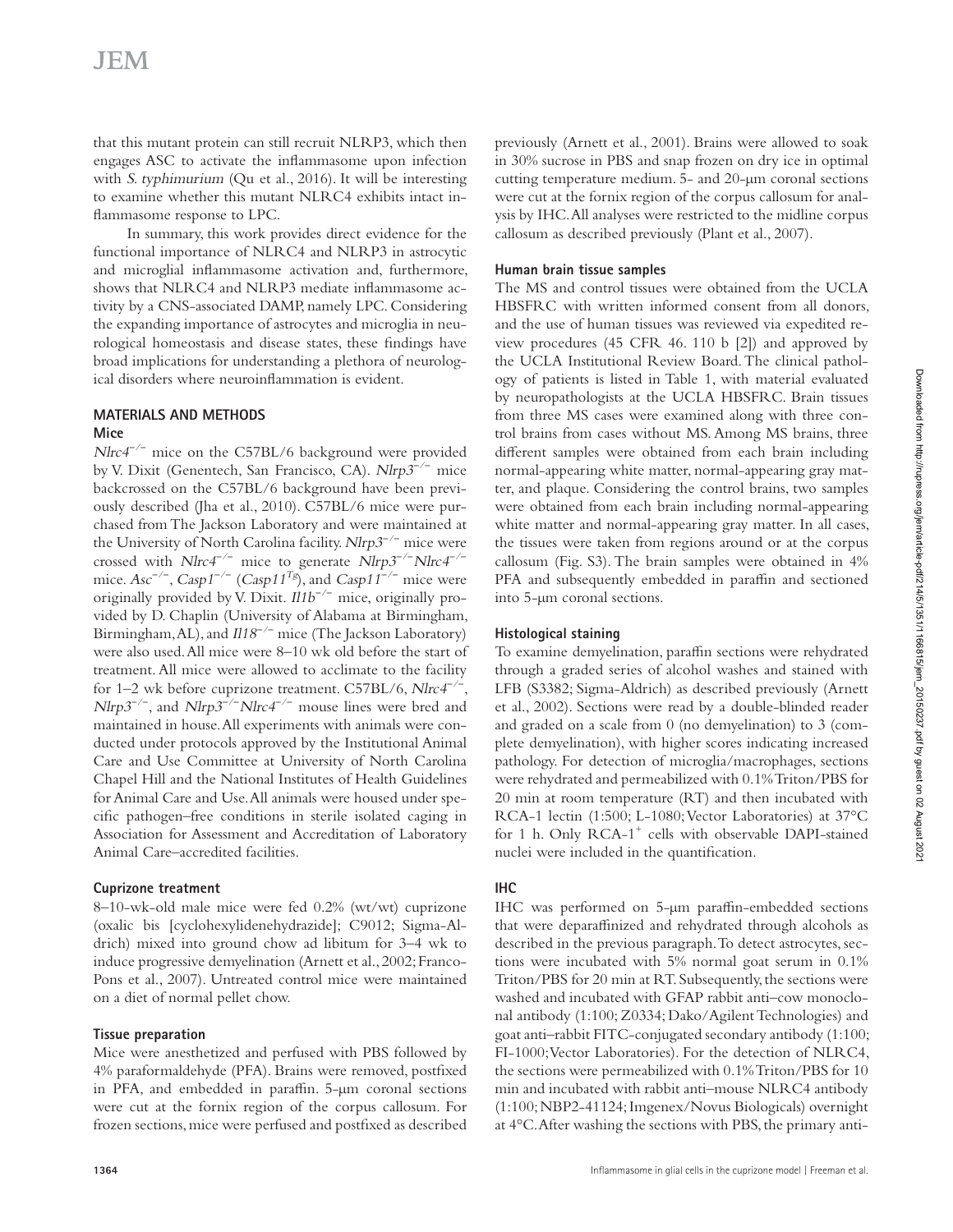that this mutant protein can still recruit NLRP3, which then engages ASC to activate the inflammasome upon infection with *S. typhimurium* (Qu et al., 2016). It will be interesting to examine whether this mutant NLRC4 exhibits intact inflammasome response to LPC.

In summary, this work provides direct evidence for the functional importance of NLRC4 and NLRP3 in astrocytic and microglial inflammasome activation and, furthermore, shows that NLRC4 and NLRP3 mediate inflammasome activity by a CNS-associated DAMP, namely LPC. Considering the expanding importance of astrocytes and microglia in neurological homeostasis and disease states, these findings have broad implications for understanding a plethora of neurological disorders where neuroinflammation is evident.

## MATERIALS AND METHODS

### Mice

*Nlrc4*$^{-/-}$ mice on the C57BL/6 background were provided by V. Dixit (Genentech, San Francisco, CA). *Nlrp3*$^{-/-}$ mice backcrossed on the C57BL/6 background have been previously described (Jha et al., 2010). C57BL/6 mice were purchased from The Jackson Laboratory and were maintained at the University of North Carolina facility. *Nlrp3*$^{-/-}$ mice were crossed with *Nlrc4*$^{-/-}$ mice to generate *Nlrp3*$^{-/-}$*Nlrc4*$^{-/-}$ mice. *Asc*$^{-/-}$, *Casp1*$^{-/-}$ (*Casp11*$^{Tg}$), and *Casp11*$^{-/-}$ mice were originally provided by V. Dixit. *Il1b*$^{-/-}$ mice, originally provided by D. Chaplin (University of Alabama at Birmingham, Birmingham, AL), and *Il18*$^{-/-}$ mice (The Jackson Laboratory) were also used. All mice were 8–10 wk old before the start of treatment. All mice were allowed to acclimate to the facility for 1–2 wk before cuprizone treatment. C57BL/6, *Nlrc4*$^{-/-}$, *Nlrp3*$^{-/-}$, and *Nlrp3*$^{-/-}$*Nlrc4*$^{-/-}$ mouse lines were bred and maintained in house. All experiments with animals were conducted under protocols approved by the Institutional Animal Care and Use Committee at University of North Carolina Chapel Hill and the National Institutes of Health Guidelines for Animal Care and Use. All animals were housed under specific pathogen–free conditions in sterile isolated caging in Association for Assessment and Accreditation of Laboratory Animal Care–accredited facilities.

### Cuprizone treatment

8–10-wk-old male mice were fed 0.2% (wt/wt) cuprizone (oxalic bis [cyclohexylidenehydrazide]; C9012; Sigma-Aldrich) mixed into ground chow ad libitum for 3–4 wk to induce progressive demyelination (Arnett et al., 2002; Franco-Pons et al., 2007). Untreated control mice were maintained on a diet of normal pellet chow.

### Tissue preparation

Mice were anesthetized and perfused with PBS followed by 4% paraformaldehyde (PFA). Brains were removed, postfixed in PFA, and embedded in paraffin. 5-µm coronal sections were cut at the fornix region of the corpus callosum. For frozen sections, mice were perfused and postfixed as described previously (Arnett et al., 2001). Brains were allowed to soak in 30% sucrose in PBS and snap frozen on dry ice in optimal cutting temperature medium. 5- and 20-µm coronal sections were cut at the fornix region of the corpus callosum for analysis by IHC. All analyses were restricted to the midline corpus callosum as described previously (Plant et al., 2007).

### Human brain tissue samples

The MS and control tissues were obtained from the UCLA HBSFRC with written informed consent from all donors, and the use of human tissues was reviewed via expedited review procedures (45 CFR 46. 110 b [2]) and approved by the UCLA Institutional Review Board. The clinical pathology of patients is listed in Table 1, with material evaluated by neuropathologists at the UCLA HBSFRC. Brain tissues from three MS cases were examined along with three control brains from cases without MS. Among MS brains, three different samples were obtained from each brain including normal-appearing white matter, normal-appearing gray matter, and plaque. Considering the control brains, two samples were obtained from each brain including normal-appearing white matter and normal-appearing gray matter. In all cases, the tissues were taken from regions around or at the corpus callosum (Fig. S3). The brain samples were obtained in 4% PFA and subsequently embedded in paraffin and sectioned into 5-µm coronal sections.

### Histological staining

To examine demyelination, paraffin sections were rehydrated through a graded series of alcohol washes and stained with LFB (S3382; Sigma-Aldrich) as described previously (Arnett et al., 2002). Sections were read by a double-blinded reader and graded on a scale from 0 (no demyelination) to 3 (complete demyelination), with higher scores indicating increased pathology. For detection of microglia/macrophages, sections were rehydrated and permeabilized with 0.1% Triton/PBS for 20 min at room temperature (RT) and then incubated with RCA-1 lectin (1:500; L-1080; Vector Laboratories) at 37°C for 1 h. Only RCA-1$^{+}$ cells with observable DAPI-stained nuclei were included in the quantification.

### IHC

IHC was performed on 5-µm paraffin-embedded sections that were deparaffinized and rehydrated through alcohols as described in the previous paragraph. To detect astrocytes, sections were incubated with 5% normal goat serum in 0.1% Triton/PBS for 20 min at RT. Subsequently, the sections were washed and incubated with GFAP rabbit anti–cow monoclonal antibody (1:100; Z0334; Dako/Agilent Technologies) and goat anti–rabbit FITC-conjugated secondary antibody (1:100; FI-1000; Vector Laboratories). For the detection of NLRC4, the sections were permeabilized with 0.1% Triton/PBS for 10 min and incubated with rabbit anti–mouse NLRC4 antibody (1:100; NBP2-41124; Imgenex/Novus Biologicals) overnight at 4°C. After washing the sections with PBS, the primary anti-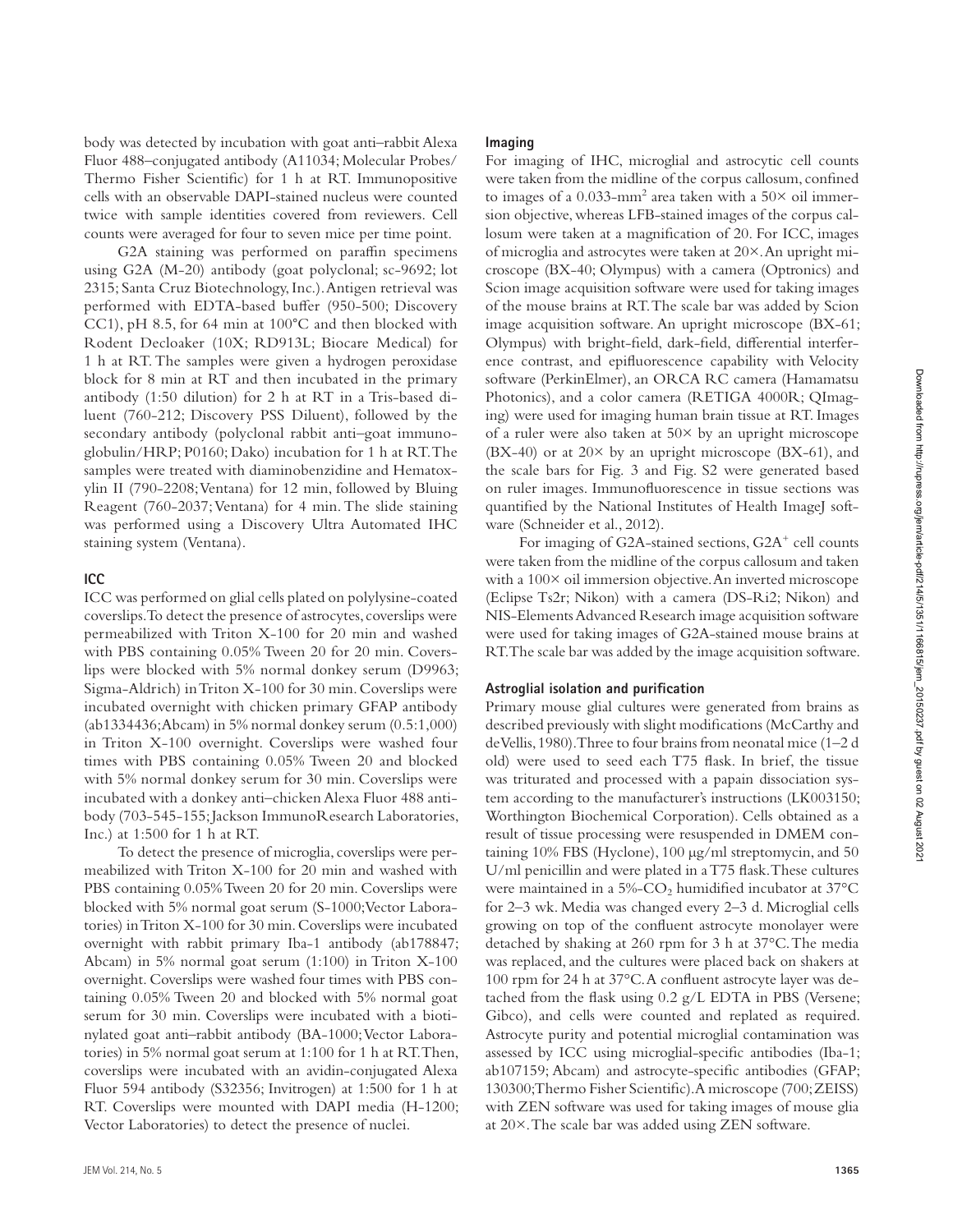body was detected by incubation with goat anti–rabbit Alexa Fluor 488–conjugated antibody (A11034; Molecular Probes/Thermo Fisher Scientific) for 1 h at RT. Immunopositive cells with an observable DAPI-stained nucleus were counted twice with sample identities covered from reviewers. Cell counts were averaged for four to seven mice per time point.

G2A staining was performed on paraffin specimens using G2A (M-20) antibody (goat polyclonal; sc-9692; lot 2315; Santa Cruz Biotechnology, Inc.). Antigen retrieval was performed with EDTA-based buffer (950-500; Discovery CC1), pH 8.5, for 64 min at 100°C and then blocked with Rodent Decloaker (10X; RD913L; Biocare Medical) for 1 h at RT. The samples were given a hydrogen peroxidase block for 8 min at RT and then incubated in the primary antibody (1:50 dilution) for 2 h at RT in a Tris-based diluent (760-212; Discovery PSS Diluent), followed by the secondary antibody (polyclonal rabbit anti–goat immunoglobulin/HRP; P0160; Dako) incubation for 1 h at RT. The samples were treated with diaminobenzidine and Hematoxylin II (790-2208; Ventana) for 12 min, followed by Bluing Reagent (760-2037; Ventana) for 4 min. The slide staining was performed using a Discovery Ultra Automated IHC staining system (Ventana).

### ICC

ICC was performed on glial cells plated on polylysine-coated coverslips. To detect the presence of astrocytes, coverslips were permeabilized with Triton X-100 for 20 min and washed with PBS containing 0.05% Tween 20 for 20 min. Coverslips were blocked with 5% normal donkey serum (D9963; Sigma-Aldrich) in Triton X-100 for 30 min. Coverslips were incubated overnight with chicken primary GFAP antibody (ab1334436; Abcam) in 5% normal donkey serum (0.5:1,000) in Triton X-100 overnight. Coverslips were washed four times with PBS containing 0.05% Tween 20 and blocked with 5% normal donkey serum for 30 min. Coverslips were incubated with a donkey anti–chicken Alexa Fluor 488 antibody (703-545-155; Jackson ImmunoResearch Laboratories, Inc.) at 1:500 for 1 h at RT.

To detect the presence of microglia, coverslips were permeabilized with Triton X-100 for 20 min and washed with PBS containing 0.05% Tween 20 for 20 min. Coverslips were blocked with 5% normal goat serum (S-1000; Vector Laboratories) in Triton X-100 for 30 min. Coverslips were incubated overnight with rabbit primary Iba-1 antibody (ab178847; Abcam) in 5% normal goat serum (1:100) in Triton X-100 overnight. Coverslips were washed four times with PBS containing 0.05% Tween 20 and blocked with 5% normal goat serum for 30 min. Coverslips were incubated with a biotinylated goat anti–rabbit antibody (BA-1000; Vector Laboratories) in 5% normal goat serum at 1:100 for 1 h at RT. Then, coverslips were incubated with an avidin-conjugated Alexa Fluor 594 antibody (S32356; Invitrogen) at 1:500 for 1 h at RT. Coverslips were mounted with DAPI media (H-1200; Vector Laboratories) to detect the presence of nuclei.

### Imaging

For imaging of IHC, microglial and astrocytic cell counts were taken from the midline of the corpus callosum, confined to images of a 0.033-$mm^2$ area taken with a 50× oil immersion objective, whereas LFB-stained images of the corpus callosum were taken at a magnification of 20. For ICC, images of microglia and astrocytes were taken at 20×. An upright microscope (BX-40; Olympus) with a camera (Optronics) and Scion image acquisition software were used for taking images of the mouse brains at RT. The scale bar was added by Scion image acquisition software. An upright microscope (BX-61; Olympus) with bright-field, dark-field, differential interference contrast, and epifluorescence capability with Velocity software (PerkinElmer), an ORCA RC camera (Hamamatsu Photonics), and a color camera (RETIGA 4000R; QImaging) were used for imaging human brain tissue at RT. Images of a ruler were also taken at 50× by an upright microscope (BX-40) or at 20× by an upright microscope (BX-61), and the scale bars for Fig. 3 and Fig. S2 were generated based on ruler images. Immunofluorescence in tissue sections was quantified by the National Institutes of Health ImageJ software (Schneider et al., 2012).

For imaging of G2A-stained sections, $G2A^+$ cell counts were taken from the midline of the corpus callosum and taken with a 100× oil immersion objective. An inverted microscope (Eclipse Ts2r; Nikon) with a camera (DS-Ri2; Nikon) and NIS-Elements Advanced Research image acquisition software were used for taking images of G2A-stained mouse brains at RT. The scale bar was added by the image acquisition software.

### Astroglial isolation and purification

Primary mouse glial cultures were generated from brains as described previously with slight modifications (McCarthy and deVellis, 1980). Three to four brains from neonatal mice (1–2 d old) were used to seed each T75 flask. In brief, the tissue was triturated and processed with a papain dissociation system according to the manufacturer's instructions (LK003150; Worthington Biochemical Corporation). Cells obtained as a result of tissue processing were resuspended in DMEM containing 10% FBS (Hyclone), 100 µg/ml streptomycin, and 50 U/ml penicillin and were plated in a T75 flask. These cultures were maintained in a 5%-$CO_2$ humidified incubator at 37°C for 2–3 wk. Media was changed every 2–3 d. Microglial cells growing on top of the confluent astrocyte monolayer were detached by shaking at 260 rpm for 3 h at 37°C. The media was replaced, and the cultures were placed back on shakers at 100 rpm for 24 h at 37°C. A confluent astrocyte layer was detached from the flask using 0.2 g/L EDTA in PBS (Versene; Gibco), and cells were counted and replated as required. Astrocyte purity and potential microglial contamination was assessed by ICC using microglial-specific antibodies (Iba-1; ab107159; Abcam) and astrocyte-specific antibodies (GFAP; 130300; Thermo Fisher Scientific). A microscope (700; ZEISS) with ZEN software was used for taking images of mouse glia at 20×. The scale bar was added using ZEN software.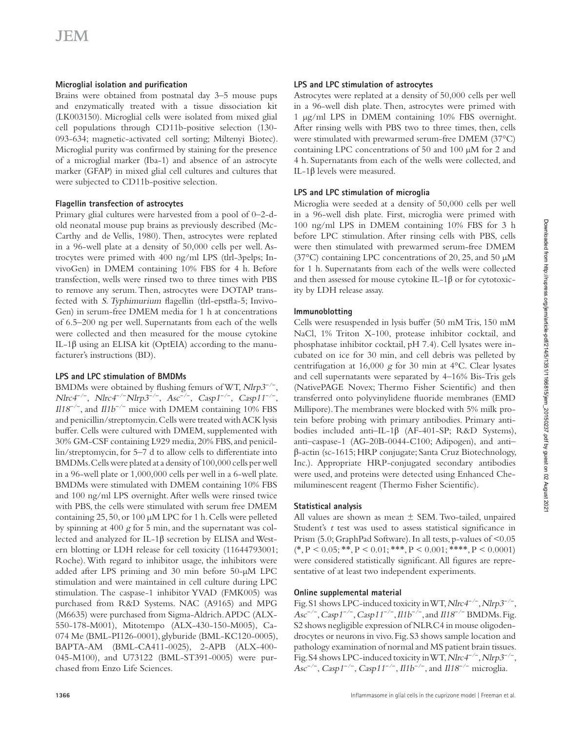### Microglial isolation and purification

Brains were obtained from postnatal day 3–5 mouse pups and enzymatically treated with a tissue dissociation kit (LK003150). Microglial cells were isolated from mixed glial cell populations through CD11b-positive selection (130-093-634; magnetic-activated cell sorting; Miltenyi Biotec). Microglial purity was confirmed by staining for the presence of a microglial marker (Iba-1) and absence of an astrocyte marker (GFAP) in mixed glial cell cultures and cultures that were subjected to CD11b-positive selection.

### Flagellin transfection of astrocytes

Primary glial cultures were harvested from a pool of 0–2-d-old neonatal mouse pup brains as previously described (McCarthy and de Vellis, 1980). Then, astrocytes were replated in a 96-well plate at a density of 50,000 cells per well. Astrocytes were primed with 400 ng/ml LPS (tlrl-3pelps; InvivoGen) in DMEM containing 10% FBS for 4 h. Before transfection, wells were rinsed two to three times with PBS to remove any serum. Then, astrocytes were DOTAP transfected with *S. Typhimurium* flagellin (tlrl-epstfla-5; InvivoGen) in serum-free DMEM media for 1 h at concentrations of 6.5–200 ng per well. Supernatants from each of the wells were collected and then measured for the mouse cytokine IL-1β using an ELISA kit (OptEIA) according to the manufacturer's instructions (BD).

### LPS and LPC stimulation of BMDMs

BMDMs were obtained by flushing femurs of WT, *Nlrp3*$^{-/-}$, *Nlrc4*$^{-/-}$, *Nlrc4*$^{-/-}$*Nlrp3*$^{-/-}$, *Asc*$^{-/-}$, *Casp1*$^{-/-}$, *Casp11*$^{-/-}$, *Il18*$^{-/-}$, and *Il1b*$^{-/-}$ mice with DMEM containing 10% FBS and penicillin/streptomycin. Cells were treated with ACK lysis buffer. Cells were cultured with DMEM, supplemented with 30% GM-CSF containing L929 media, 20% FBS, and penicillin/streptomycin, for 5–7 d to allow cells to differentiate into BMDMs. Cells were plated at a density of 100,000 cells per well in a 96-well plate or 1,000,000 cells per well in a 6-well plate. BMDMs were stimulated with DMEM containing 10% FBS and 100 ng/ml LPS overnight. After wells were rinsed twice with PBS, the cells were stimulated with serum free DMEM containing 25, 50, or 100 µM LPC for 1 h. Cells were pelleted by spinning at 400 *g* for 5 min, and the supernatant was collected and analyzed for IL-1β secretion by ELISA and Western blotting or LDH release for cell toxicity (11644793001; Roche). With regard to inhibitor usage, the inhibitors were added after LPS priming and 30 min before 50-µM LPC stimulation and were maintained in cell culture during LPC stimulation. The caspase-1 inhibitor YVAD (FMK005) was purchased from R&D Systems. NAC (A9165) and MPG (M6635) were purchased from Sigma-Aldrich. APDC (ALX-550-178-M001), Mitotempo (ALX-430-150-M005), Ca-074 Me (BML-PI126-0001), glyburide (BML-KC120-0005), BAPTA-AM (BML-CA411-0025), 2-APB (ALX-400-045-M100), and U73122 (BML-ST391-0005) were purchased from Enzo Life Sciences.

### LPS and LPC stimulation of astrocytes

Astrocytes were replated at a density of 50,000 cells per well in a 96-well dish plate. Then, astrocytes were primed with 1 µg/ml LPS in DMEM containing 10% FBS overnight. After rinsing wells with PBS two to three times, then, cells were stimulated with prewarmed serum-free DMEM (37°C) containing LPC concentrations of 50 and 100 µM for 2 and 4 h. Supernatants from each of the wells were collected, and IL-1β levels were measured.

### LPS and LPC stimulation of microglia

Microglia were seeded at a density of 50,000 cells per well in a 96-well dish plate. First, microglia were primed with 100 ng/ml LPS in DMEM containing 10% FBS for 3 h before LPC stimulation. After rinsing cells with PBS, cells were then stimulated with prewarmed serum-free DMEM (37°C) containing LPC concentrations of 20, 25, and 50 µM for 1 h. Supernatants from each of the wells were collected and then assessed for mouse cytokine IL-1β or for cytotoxicity by LDH release assay.

### Immunoblotting

Cells were resuspended in lysis buffer (50 mM Tris, 150 mM NaCl, 1% Triton X-100, protease inhibitor cocktail, and phosphatase inhibitor cocktail, pH 7.4). Cell lysates were incubated on ice for 30 min, and cell debris was pelleted by centrifugation at 16,000 *g* for 30 min at 4°C. Clear lysates and cell supernatants were separated by 4–16% Bis-Tris gels (NativePAGE Novex; Thermo Fisher Scientific) and then transferred onto polyvinylidene fluoride membranes (EMD Millipore). The membranes were blocked with 5% milk protein before probing with primary antibodies. Primary antibodies included anti–IL-1β (AF-401-SP; R&D Systems), anti–caspase-1 (AG-20B-0044-C100; Adipogen), and anti–β-actin (sc-1615; HRP conjugate; Santa Cruz Biotechnology, Inc.). Appropriate HRP-conjugated secondary antibodies were used, and proteins were detected using Enhanced Chemiluminescent reagent (Thermo Fisher Scientific).

### Statistical analysis

All values are shown as mean ± SEM. Two-tailed, unpaired Student's *t* test was used to assess statistical significance in Prism (5.0; GraphPad Software). In all tests, p-values of <0.05 (*, $P < 0.05$; **, $P < 0.01$; ***, $P < 0.001$; ****, $P < 0.0001$) were considered statistically significant. All figures are representative of at least two independent experiments.

### Online supplemental material

Fig. S1 shows LPC-induced toxicity in WT, *Nlrc4*$^{-/-}$, *Nlrp3*$^{-/-}$, *Asc*$^{-/-}$, *Casp1*$^{-/-}$, *Casp11*$^{-/-}$, *Il1b*$^{-/-}$, and *Il18*$^{-/-}$ BMDMs. Fig. S2 shows negligible expression of NLRC4 in mouse oligodendrocytes or neurons in vivo. Fig. S3 shows sample location and pathology examination of normal and MS patient brain tissues. Fig. S4 shows LPC-induced toxicity in WT, *Nlrc4*$^{-/-}$, *Nlrp3*$^{-/-}$, *Asc*$^{-/-}$, *Casp1*$^{-/-}$, *Casp11*$^{-/-}$, *Il1b*$^{-/-}$, and *Il18*$^{-/-}$ microglia.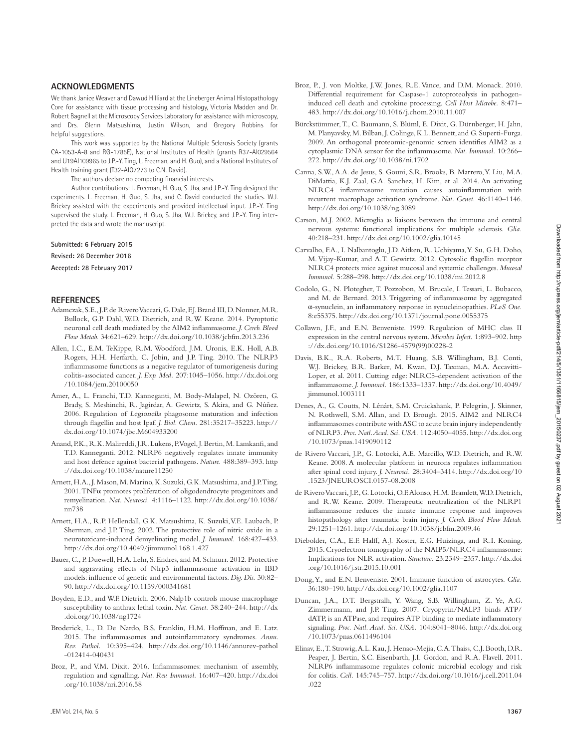## ACKNOWLEDGMENTS

We thank Janice Weaver and Dawud Hilliard at the Lineberger Animal Histopathology Core for assistance with tissue processing and histology, Victoria Madden and Dr. Robert Bagnell at the Microscopy Services Laboratory for assistance with microscopy, and Drs. Glenn Matsushima, Justin Wilson, and Gregory Robbins for helpful suggestions.

This work was supported by the National Multiple Sclerosis Society (grants CA-1053-A-8 and RG-1785E), National Institutes of Health (grants R37-AI029564 and U19AI109965 to J.P.-Y. Ting, L. Freeman, and H. Guo), and a National Institutes of Health training grant (T32-AI07273 to C.N. David).

The authors declare no competing financial interests.

Author contributions: L. Freeman, H. Guo, S. Jha, and J.P.-Y. Ting designed the experiments. L. Freeman, H. Guo, S. Jha, and C. David conducted the studies. W.J. Brickey assisted with the experiments and provided intellectual input. J.P.-Y. Ting supervised the study. L. Freeman, H. Guo, S. Jha, W.J. Brickey, and J.P.-Y. Ting interpreted the data and wrote the manuscript.

**Submitted: 6 February 2015**

**Revised: 26 December 2016**

**Accepted: 28 February 2017**

## REFERENCES

Adamczak, S.E., J.P. de Rivero Vaccari, G. Dale, F.J. Brand III, D. Nonner, M.R. Bullock, G.P. Dahl, W.D. Dietrich, and R.W. Keane. 2014. Pyroptotic neuronal cell death mediated by the AIM2 inflammasome. *J. Cereb. Blood Flow Metab.* 34:621–629. http://dx.doi.org/10.1038/jcbfm.2013.236

Allen, I.C., E.M. TeKippe, R.M. Woodford, J.M. Uronis, E.K. Holl, A.B. Rogers, H.H. Herfarth, C. Jobin, and J.P. Ting. 2010. The NLRP3 inflammasome functions as a negative regulator of tumorigenesis during colitis-associated cancer. *J. Exp. Med.* 207:1045–1056. http://dx.doi.org/10.1084/jem.20100050

Amer, A., L. Franchi, T.D. Kanneganti, M. Body-Malapel, N. Özören, G. Brady, S. Meshinchi, R. Jagirdar, A. Gewirtz, S. Akira, and G. Núñez. 2006. Regulation of *Legionella* phagosome maturation and infection through flagellin and host Ipaf. *J. Biol. Chem.* 281:35217–35223. http://dx.doi.org/10.1074/jbc.M604933200

Anand, P.K., R.K. Malireddi, J.R. Lukens, P. Vogel, J. Bertin, M. Lamkanfi, and T.D. Kanneganti. 2012. NLRP6 negatively regulates innate immunity and host defence against bacterial pathogens. *Nature.* 488:389–393. http://dx.doi.org/10.1038/nature11250

Arnett, H.A., J. Mason, M. Marino, K. Suzuki, G.K. Matsushima, and J.P. Ting. 2001. TNFα promotes proliferation of oligodendrocyte progenitors and remyelination. *Nat. Neurosci.* 4:1116–1122. http://dx.doi.org/10.1038/nn738

Arnett, H.A., R.P. Hellendall, G.K. Matsushima, K. Suzuki, V.E. Laubach, P. Sherman, and J.P. Ting. 2002. The protective role of nitric oxide in a neurotoxicant-induced demyelinating model. *J. Immunol.* 168:427–433. http://dx.doi.org/10.4049/jimmunol.168.1.427

Bauer, C., P. Duewell, H.A. Lehr, S. Endres, and M. Schnurr. 2012. Protective and aggravating effects of Nlrp3 inflammasome activation in IBD models: influence of genetic and environmental factors. *Dig. Dis.* 30:82–90. http://dx.doi.org/10.1159/000341681

Boyden, E.D., and W.F. Dietrich. 2006. Nalp1b controls mouse macrophage susceptibility to anthrax lethal toxin. *Nat. Genet.* 38:240–244. http://dx.doi.org/10.1038/ng1724

Broderick, L., D. De Nardo, B.S. Franklin, H.M. Hoffman, and E. Latz. 2015. The inflammasomes and autoinflammatory syndromes. *Annu. Rev. Pathol.* 10:395–424. http://dx.doi.org/10.1146/annurev-pathol-012414-040431

Broz, P., and V.M. Dixit. 2016. Inflammasomes: mechanism of assembly, regulation and signalling. *Nat. Rev. Immunol.* 16:407–420. http://dx.doi.org/10.1038/nri.2016.58

Broz, P., J. von Moltke, J.W. Jones, R.E. Vance, and D.M. Monack. 2010. Differential requirement for Caspase-1 autoproteolysis in pathogen-induced cell death and cytokine processing. *Cell Host Microbe.* 8:471–483. http://dx.doi.org/10.1016/j.chom.2010.11.007

Bürckstümmer, T., C. Baumann, S. Blüml, E. Dixit, G. Dürnberger, H. Jahn, M. Planyavsky, M. Bilban, J. Colinge, K.L. Bennett, and G. Superti-Furga. 2009. An orthogonal proteomic-genomic screen identifies AIM2 as a cytoplasmic DNA sensor for the inflammasome. *Nat. Immunol.* 10:266–272. http://dx.doi.org/10.1038/ni.1702

Canna, S.W., A.A. de Jesus, S. Gouni, S.R. Brooks, B. Marrero, Y. Liu, M.A. DiMattia, K.J. Zaal, G.A. Sanchez, H. Kim, et al. 2014. An activating NLRC4 inflammasome mutation causes autoinflammation with recurrent macrophage activation syndrome. *Nat. Genet.* 46:1140–1146. http://dx.doi.org/10.1038/ng.3089

Carson, M.J. 2002. Microglia as liaisons between the immune and central nervous systems: functional implications for multiple sclerosis. *Glia.* 40:218–231. http://dx.doi.org/10.1002/glia.10145

Carvalho, F.A., I. Nalbantoglu, J.D. Aitken, R. Uchiyama, Y. Su, G.H. Doho, M. Vijay-Kumar, and A.T. Gewirtz. 2012. Cytosolic flagellin receptor NLRC4 protects mice against mucosal and systemic challenges. *Mucosal Immunol.* 5:288–298. http://dx.doi.org/10.1038/mi.2012.8

Codolo, G., N. Plotegher, T. Pozzobon, M. Brucale, I. Tessari, L. Bubacco, and M. de Bernard. 2013. Triggering of inflammasome by aggregated α-synuclein, an inflammatory response in synucleinopathies. *PLoS One.* 8:e55375. http://dx.doi.org/10.1371/journal.pone.0055375

Collawn, J.F., and E.N. Benveniste. 1999. Regulation of MHC class II expression in the central nervous system. *Microbes Infect.* 1:893–902. http://dx.doi.org/10.1016/S1286-4579(99)00228-2

Davis, B.K., R.A. Roberts, M.T. Huang, S.B. Willingham, B.J. Conti, W.J. Brickey, B.R. Barker, M. Kwan, D.J. Taxman, M.A. Accavitti-Loper, et al. 2011. Cutting edge: NLRC5-dependent activation of the inflammasome. *J. Immunol.* 186:1333–1337. http://dx.doi.org/10.4049/jimmunol.1003111

Denes, A., G. Coutts, N. Lénárt, S.M. Cruickshank, P. Pelegrin, J. Skinner, N. Rothwell, S.M. Allan, and D. Brough. 2015. AIM2 and NLRC4 inflammasomes contribute with ASC to acute brain injury independently of NLRP3. *Proc. Natl. Acad. Sci. USA.* 112:4050–4055. http://dx.doi.org/10.1073/pnas.1419090112

de Rivero Vaccari, J.P., G. Lotocki, A.E. Marcillo, W.D. Dietrich, and R.W. Keane. 2008. A molecular platform in neurons regulates inflammation after spinal cord injury. *J. Neurosci.* 28:3404–3414. http://dx.doi.org/10.1523/JNEUROSCI.0157-08.2008

de Rivero Vaccari, J.P., G. Lotocki, O.F. Alonso, H.M. Bramlett, W.D. Dietrich, and R.W. Keane. 2009. Therapeutic neutralization of the NLRP1 inflammasome reduces the innate immune response and improves histopathology after traumatic brain injury. *J. Cereb. Blood Flow Metab.* 29:1251–1261. http://dx.doi.org/10.1038/jcbfm.2009.46

Diebolder, C.A., E.F. Halff, A.J. Koster, E.G. Huizinga, and R.I. Koning. 2015. Cryoelectron tomography of the NAIP5/NLRC4 inflammasome: Implications for NLR activation. *Structure.* 23:2349–2357. http://dx.doi.org/10.1016/j.str.2015.10.001

Dong, Y., and E.N. Benveniste. 2001. Immune function of astrocytes. *Glia.* 36:180–190. http://dx.doi.org/10.1002/glia.1107

Duncan, J.A., D.T. Bergstralh, Y. Wang, S.B. Willingham, Z. Ye, A.G. Zimmermann, and J.P. Ting. 2007. Cryopyrin/NALP3 binds ATP/dATP, is an ATPase, and requires ATP binding to mediate inflammatory signaling. *Proc. Natl. Acad. Sci. USA.* 104:8041–8046. http://dx.doi.org/10.1073/pnas.0611496104

Elinav, E., T. Strowig, A.L. Kau, J. Henao-Mejia, C.A. Thaiss, C.J. Booth, D.R. Peaper, J. Bertin, S.C. Eisenbarth, J.I. Gordon, and R.A. Flavell. 2011. NLRP6 inflammasome regulates colonic microbial ecology and risk for colitis. *Cell.* 145:745–757. http://dx.doi.org/10.1016/j.cell.2011.04.022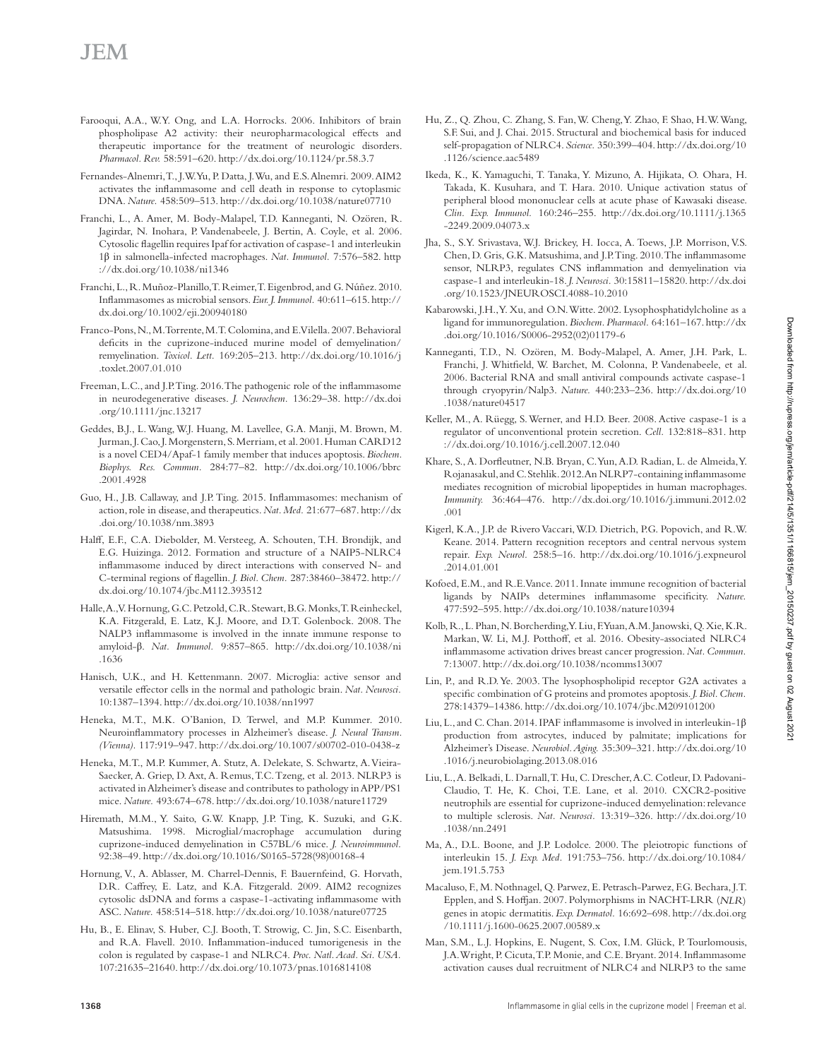Farooqui, A.A., W.Y. Ong, and L.A. Horrocks. 2006. Inhibitors of brain phospholipase A2 activity: their neuropharmacological effects and therapeutic importance for the treatment of neurologic disorders. *Pharmacol. Rev.* 58:591–620. http://dx.doi.org/10.1124/pr.58.3.7

Fernandes-Alnemri, T., J.W. Yu, P. Datta, J. Wu, and E.S. Alnemri. 2009. AIM2 activates the inflammasome and cell death in response to cytoplasmic DNA. *Nature.* 458:509–513. http://dx.doi.org/10.1038/nature07710

Franchi, L., A. Amer, M. Body-Malapel, T.D. Kanneganti, N. Ozören, R. Jagirdar, N. Inohara, P. Vandenabeele, J. Bertin, A. Coyle, et al. 2006. Cytosolic flagellin requires Ipaf for activation of caspase-1 and interleukin 1β in salmonella-infected macrophages. *Nat. Immunol.* 7:576–582. http://dx.doi.org/10.1038/ni1346

Franchi, L., R. Muñoz-Planillo, T. Reimer, T. Eigenbrod, and G. Núñez. 2010. Inflammasomes as microbial sensors. *Eur. J. Immunol.* 40:611–615. http://dx.doi.org/10.1002/eji.200940180

Franco-Pons, N., M. Torrente, M.T. Colomina, and E. Vilella. 2007. Behavioral deficits in the cuprizone-induced murine model of demyelination/remyelination. *Toxicol. Lett.* 169:205–213. http://dx.doi.org/10.1016/j.toxlet.2007.01.010

Freeman, L.C., and J.P. Ting. 2016. The pathogenic role of the inflammasome in neurodegenerative diseases. *J. Neurochem.* 136:29–38. http://dx.doi.org/10.1111/jnc.13217

Geddes, B.J., L. Wang, W.J. Huang, M. Lavellee, G.A. Manji, M. Brown, M. Jurman, J. Cao, J. Morgenstern, S. Merriam, et al. 2001. Human CARD12 is a novel CED4/Apaf-1 family member that induces apoptosis. *Biochem. Biophys. Res. Commun.* 284:77–82. http://dx.doi.org/10.1006/bbrc.2001.4928

Guo, H., J.B. Callaway, and J.P. Ting. 2015. Inflammasomes: mechanism of action, role in disease, and therapeutics. *Nat. Med.* 21:677–687. http://dx.doi.org/10.1038/nm.3893

Halff, E.F., C.A. Diebolder, M. Versteeg, A. Schouten, T.H. Brondijk, and E.G. Huizinga. 2012. Formation and structure of a NAIP5-NLRC4 inflammasome induced by direct interactions with conserved N- and C-terminal regions of flagellin. *J. Biol. Chem.* 287:38460–38472. http://dx.doi.org/10.1074/jbc.M112.393512

Halle, A., V. Hornung, G.C. Petzold, C.R. Stewart, B.G. Monks, T. Reinheckel, K.A. Fitzgerald, E. Latz, K.J. Moore, and D.T. Golenbock. 2008. The NALP3 inflammasome is involved in the innate immune response to amyloid-β. *Nat. Immunol.* 9:857–865. http://dx.doi.org/10.1038/ni.1636

Hanisch, U.K., and H. Kettenmann. 2007. Microglia: active sensor and versatile effector cells in the normal and pathologic brain. *Nat. Neurosci.* 10:1387–1394. http://dx.doi.org/10.1038/nn1997

Heneka, M.T., M.K. O'Banion, D. Terwel, and M.P. Kummer. 2010. Neuroinflammatory processes in Alzheimer's disease. *J. Neural Transm. (Vienna).* 117:919–947. http://dx.doi.org/10.1007/s00702-010-0438-z

Heneka, M.T., M.P. Kummer, A. Stutz, A. Delekate, S. Schwartz, A. Vieira-Saecker, A. Griep, D. Axt, A. Remus, T.C. Tzeng, et al. 2013. NLRP3 is activated in Alzheimer's disease and contributes to pathology in APP/PS1 mice. *Nature.* 493:674–678. http://dx.doi.org/10.1038/nature11729

Hiremath, M.M., Y. Saito, G.W. Knapp, J.P. Ting, K. Suzuki, and G.K. Matsushima. 1998. Microglial/macrophage accumulation during cuprizone-induced demyelination in C57BL/6 mice. *J. Neuroimmunol.* 92:38–49. http://dx.doi.org/10.1016/S0165-5728(98)00168-4

Hornung, V., A. Ablasser, M. Charrel-Dennis, F. Bauernfeind, G. Horvath, D.R. Caffrey, E. Latz, and K.A. Fitzgerald. 2009. AIM2 recognizes cytosolic dsDNA and forms a caspase-1-activating inflammasome with ASC. *Nature.* 458:514–518. http://dx.doi.org/10.1038/nature07725

Hu, B., E. Elinav, S. Huber, C.J. Booth, T. Strowig, C. Jin, S.C. Eisenbarth, and R.A. Flavell. 2010. Inflammation-induced tumorigenesis in the colon is regulated by caspase-1 and NLRC4. *Proc. Natl. Acad. Sci. USA.* 107:21635–21640. http://dx.doi.org/10.1073/pnas.1016814108

Hu, Z., Q. Zhou, C. Zhang, S. Fan, W. Cheng, Y. Zhao, F. Shao, H.W. Wang, S.F. Sui, and J. Chai. 2015. Structural and biochemical basis for induced self-propagation of NLRC4. *Science.* 350:399–404. http://dx.doi.org/10.1126/science.aac5489

Ikeda, K., K. Yamaguchi, T. Tanaka, Y. Mizuno, A. Hijikata, O. Ohara, H. Takada, K. Kusuhara, and T. Hara. 2010. Unique activation status of peripheral blood mononuclear cells at acute phase of Kawasaki disease. *Clin. Exp. Immunol.* 160:246–255. http://dx.doi.org/10.1111/j.1365-2249.2009.04073.x

Jha, S., S.Y. Srivastava, W.J. Brickey, H. Iocca, A. Toews, J.P. Morrison, V.S. Chen, D. Gris, G.K. Matsushima, and J.P. Ting. 2010. The inflammasome sensor, NLRP3, regulates CNS inflammation and demyelination via caspase-1 and interleukin-18. *J. Neurosci.* 30:15811–15820. http://dx.doi.org/10.1523/JNEUROSCI.4088-10.2010

Kabarowski, J.H., Y. Xu, and O.N. Witte. 2002. Lysophosphatidylcholine as a ligand for immunoregulation. *Biochem. Pharmacol.* 64:161–167. http://dx.doi.org/10.1016/S0006-2952(02)01179-6

Kanneganti, T.D., N. Ozören, M. Body-Malapel, A. Amer, J.H. Park, L. Franchi, J. Whitfield, W. Barchet, M. Colonna, P. Vandenabeele, et al. 2006. Bacterial RNA and small antiviral compounds activate caspase-1 through cryopyrin/Nalp3. *Nature.* 440:233–236. http://dx.doi.org/10.1038/nature04517

Keller, M., A. Rüegg, S. Werner, and H.D. Beer. 2008. Active caspase-1 is a regulator of unconventional protein secretion. *Cell.* 132:818–831. http://dx.doi.org/10.1016/j.cell.2007.12.040

Khare, S., A. Dorfleutner, N.B. Bryan, C. Yun, A.D. Radian, L. de Almeida, Y. Rojanasakul, and C. Stehlik. 2012. An NLRP7-containing inflammasome mediates recognition of microbial lipopeptides in human macrophages. *Immunity.* 36:464–476. http://dx.doi.org/10.1016/j.immuni.2012.02.001

Kigerl, K.A., J.P. de Rivero Vaccari, W.D. Dietrich, P.G. Popovich, and R.W. Keane. 2014. Pattern recognition receptors and central nervous system repair. *Exp. Neurol.* 258:5–16. http://dx.doi.org/10.1016/j.expneurol.2014.01.001

Kofoed, E.M., and R.E. Vance. 2011. Innate immune recognition of bacterial ligands by NAIPs determines inflammasome specificity. *Nature.* 477:592–595. http://dx.doi.org/10.1038/nature10394

Kolb, R., L. Phan, N. Borcherding, Y. Liu, F. Yuan, A.M. Janowski, Q. Xie, K.R. Markan, W. Li, M.J. Potthoff, et al. 2016. Obesity-associated NLRC4 inflammasome activation drives breast cancer progression. *Nat. Commun.* 7:13007. http://dx.doi.org/10.1038/ncomms13007

Lin, P., and R.D. Ye. 2003. The lysophospholipid receptor G2A activates a specific combination of G proteins and promotes apoptosis. *J. Biol. Chem.* 278:14379–14386. http://dx.doi.org/10.1074/jbc.M209101200

Liu, L., and C. Chan. 2014. IPAF inflammasome is involved in interleukin-1β production from astrocytes, induced by palmitate; implications for Alzheimer's Disease. *Neurobiol. Aging.* 35:309–321. http://dx.doi.org/10.1016/j.neurobiolaging.2013.08.016

Liu, L., A. Belkadi, L. Darnall, T. Hu, C. Drescher, A.C. Cotleur, D. Padovani-Claudio, T. He, K. Choi, T.E. Lane, et al. 2010. CXCR2-positive neutrophils are essential for cuprizone-induced demyelination: relevance to multiple sclerosis. *Nat. Neurosci.* 13:319–326. http://dx.doi.org/10.1038/nn.2491

Ma, A., D.L. Boone, and J.P. Lodolce. 2000. The pleiotropic functions of interleukin 15. *J. Exp. Med.* 191:753–756. http://dx.doi.org/10.1084/jem.191.5.753

Macaluso, F., M. Nothnagel, Q. Parwez, E. Petrasch-Parwez, F.G. Bechara, J.T. Epplen, and S. Hoffjan. 2007. Polymorphisms in NACHT-LRR (*NLR*) genes in atopic dermatitis. *Exp. Dermatol.* 16:692–698. http://dx.doi.org/10.1111/j.1600-0625.2007.00589.x

Man, S.M., L.J. Hopkins, E. Nugent, S. Cox, I.M. Glück, P. Tourlomousis, J.A. Wright, P. Cicuta, T.P. Monie, and C.E. Bryant. 2014. Inflammasome activation causes dual recruitment of NLRC4 and NLRP3 to the same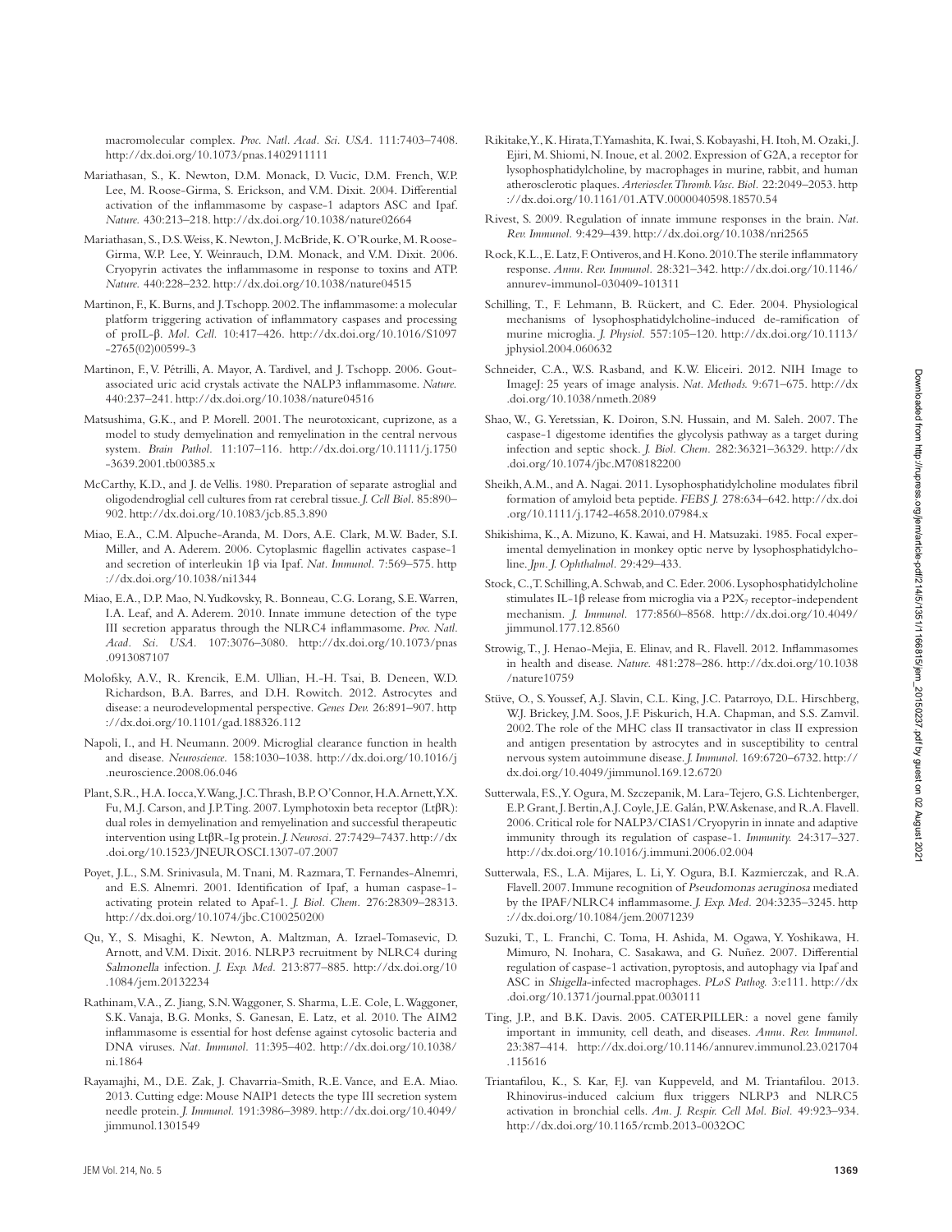macromolecular complex. *Proc. Natl. Acad. Sci. USA.* 111:7403–7408. http://dx.doi.org/10.1073/pnas.1402911111

Mariathasan, S., K. Newton, D.M. Monack, D. Vucic, D.M. French, W.P. Lee, M. Roose-Girma, S. Erickson, and V.M. Dixit. 2004. Differential activation of the inflammasome by caspase-1 adaptors ASC and Ipaf. *Nature.* 430:213–218. http://dx.doi.org/10.1038/nature02664

Mariathasan, S., D.S. Weiss, K. Newton, J. McBride, K. O'Rourke, M. Roose-Girma, W.P. Lee, Y. Weinrauch, D.M. Monack, and V.M. Dixit. 2006. Cryopyrin activates the inflammasome in response to toxins and ATP. *Nature.* 440:228–232. http://dx.doi.org/10.1038/nature04515

Martinon, F., K. Burns, and J. Tschopp. 2002. The inflammasome: a molecular platform triggering activation of inflammatory caspases and processing of proIL-β. *Mol. Cell.* 10:417–426. http://dx.doi.org/10.1016/S1097-2765(02)00599-3

Martinon, F., V. Pétrilli, A. Mayor, A. Tardivel, and J. Tschopp. 2006. Gout-associated uric acid crystals activate the NALP3 inflammasome. *Nature.* 440:237–241. http://dx.doi.org/10.1038/nature04516

Matsushima, G.K., and P. Morell. 2001. The neurotoxicant, cuprizone, as a model to study demyelination and remyelination in the central nervous system. *Brain Pathol.* 11:107–116. http://dx.doi.org/10.1111/j.1750-3639.2001.tb00385.x

McCarthy, K.D., and J. de Vellis. 1980. Preparation of separate astroglial and oligodendroglial cell cultures from rat cerebral tissue. *J. Cell Biol.* 85:890–902. http://dx.doi.org/10.1083/jcb.85.3.890

Miao, E.A., C.M. Alpuche-Aranda, M. Dors, A.E. Clark, M.W. Bader, S.I. Miller, and A. Aderem. 2006. Cytoplasmic flagellin activates caspase-1 and secretion of interleukin 1β via Ipaf. *Nat. Immunol.* 7:569–575. http://dx.doi.org/10.1038/ni1344

Miao, E.A., D.P. Mao, N. Yudkovsky, R. Bonneau, C.G. Lorang, S.E. Warren, I.A. Leaf, and A. Aderem. 2010. Innate immune detection of the type III secretion apparatus through the NLRC4 inflammasome. *Proc. Natl. Acad. Sci. USA.* 107:3076–3080. http://dx.doi.org/10.1073/pnas.0913087107

Molofsky, A.V., R. Krencik, E.M. Ullian, H.-H. Tsai, B. Deneen, W.D. Richardson, B.A. Barres, and D.H. Rowitch. 2012. Astrocytes and disease: a neurodevelopmental perspective. *Genes Dev.* 26:891–907. http://dx.doi.org/10.1101/gad.188326.112

Napoli, I., and H. Neumann. 2009. Microglial clearance function in health and disease. *Neuroscience.* 158:1030–1038. http://dx.doi.org/10.1016/j.neuroscience.2008.06.046

Plant, S.R., H.A. Iocca, Y. Wang, J.C. Thrash, B.P. O'Connor, H.A. Arnett, Y.X. Fu, M.J. Carson, and J.P. Ting. 2007. Lymphotoxin beta receptor (LtβR): dual roles in demyelination and remyelination and successful therapeutic intervention using LtβR-Ig protein. *J. Neurosci.* 27:7429–7437. http://dx.doi.org/10.1523/JNEUROSCI.1307-07.2007

Poyet, J.L., S.M. Srinivasula, M. Tnani, M. Razmara, T. Fernandes-Alnemri, and E.S. Alnemri. 2001. Identification of Ipaf, a human caspase-1-activating protein related to Apaf-1. *J. Biol. Chem.* 276:28309–28313. http://dx.doi.org/10.1074/jbc.C100250200

Qu, Y., S. Misaghi, K. Newton, A. Maltzman, A. Izrael-Tomasevic, D. Arnott, and V.M. Dixit. 2016. NLRP3 recruitment by NLRC4 during *Salmonella* infection. *J. Exp. Med.* 213:877–885. http://dx.doi.org/10.1084/jem.20132234

Rathinam, V.A., Z. Jiang, S.N. Waggoner, S. Sharma, L.E. Cole, L. Waggoner, S.K. Vanaja, B.G. Monks, S. Ganesan, E. Latz, et al. 2010. The AIM2 inflammasome is essential for host defense against cytosolic bacteria and DNA viruses. *Nat. Immunol.* 11:395–402. http://dx.doi.org/10.1038/ni.1864

Rayamajhi, M., D.E. Zak, J. Chavarria-Smith, R.E. Vance, and E.A. Miao. 2013. Cutting edge: Mouse NAIP1 detects the type III secretion system needle protein. *J. Immunol.* 191:3986–3989. http://dx.doi.org/10.4049/jimmunol.1301549

Rikitake, Y., K. Hirata, T. Yamashita, K. Iwai, S. Kobayashi, H. Itoh, M. Ozaki, J. Ejiri, M. Shiomi, N. Inoue, et al. 2002. Expression of G2A, a receptor for lysophosphatidylcholine, by macrophages in murine, rabbit, and human atherosclerotic plaques. *Arterioscler. Thromb. Vasc. Biol.* 22:2049–2053. http://dx.doi.org/10.1161/01.ATV.0000040598.18570.54

Rivest, S. 2009. Regulation of innate immune responses in the brain. *Nat. Rev. Immunol.* 9:429–439. http://dx.doi.org/10.1038/nri2565

Rock, K.L., E. Latz, F. Ontiveros, and H. Kono. 2010. The sterile inflammatory response. *Annu. Rev. Immunol.* 28:321–342. http://dx.doi.org/10.1146/annurev-immunol-030409-101311

Schilling, T., F. Lehmann, B. Rückert, and C. Eder. 2004. Physiological mechanisms of lysophosphatidylcholine-induced de-ramification of murine microglia. *J. Physiol.* 557:105–120. http://dx.doi.org/10.1113/jphysiol.2004.060632

Schneider, C.A., W.S. Rasband, and K.W. Eliceiri. 2012. NIH Image to ImageJ: 25 years of image analysis. *Nat. Methods.* 9:671–675. http://dx.doi.org/10.1038/nmeth.2089

Shao, W., G. Yeretssian, K. Doiron, S.N. Hussain, and M. Saleh. 2007. The caspase-1 digestome identifies the glycolysis pathway as a target during infection and septic shock. *J. Biol. Chem.* 282:36321–36329. http://dx.doi.org/10.1074/jbc.M708182200

Sheikh, A.M., and A. Nagai. 2011. Lysophosphatidylcholine modulates fibril formation of amyloid beta peptide. *FEBS J.* 278:634–642. http://dx.doi.org/10.1111/j.1742-4658.2010.07984.x

Shikishima, K., A. Mizuno, K. Kawai, and H. Matsuzaki. 1985. Focal experimental demyelination in monkey optic nerve by lysophosphatidylcholine. *Jpn. J. Ophthalmol.* 29:429–433.

Stock, C., T. Schilling, A. Schwab, and C. Eder. 2006. Lysophosphatidylcholine stimulates IL-1β release from microglia via a $P2X_7$ receptor-independent mechanism. *J. Immunol.* 177:8560–8568. http://dx.doi.org/10.4049/jimmunol.177.12.8560

Strowig, T., J. Henao-Mejia, E. Elinav, and R. Flavell. 2012. Inflammasomes in health and disease. *Nature.* 481:278–286. http://dx.doi.org/10.1038/nature10759

Stüve, O., S. Youssef, A.J. Slavin, C.L. King, J.C. Patarroyo, D.L. Hirschberg, W.J. Brickey, J.M. Soos, J.F. Piskurich, H.A. Chapman, and S.S. Zamvil. 2002. The role of the MHC class II transactivator in class II expression and antigen presentation by astrocytes and in susceptibility to central nervous system autoimmune disease. *J. Immunol.* 169:6720–6732. http://dx.doi.org/10.4049/jimmunol.169.12.6720

Sutterwala, F.S., Y. Ogura, M. Szczepanik, M. Lara-Tejero, G.S. Lichtenberger, E.P. Grant, J. Bertin, A.J. Coyle, J.E. Galán, P.W. Askenase, and R.A. Flavell. 2006. Critical role for NALP3/CIAS1/Cryopyrin in innate and adaptive immunity through its regulation of caspase-1. *Immunity.* 24:317–327. http://dx.doi.org/10.1016/j.immuni.2006.02.004

Sutterwala, F.S., L.A. Mijares, L. Li, Y. Ogura, B.I. Kazmierczak, and R.A. Flavell. 2007. Immune recognition of *Pseudomonas aeruginosa* mediated by the IPAF/NLRC4 inflammasome. *J. Exp. Med.* 204:3235–3245. http://dx.doi.org/10.1084/jem.20071239

Suzuki, T., L. Franchi, C. Toma, H. Ashida, M. Ogawa, Y. Yoshikawa, H. Mimuro, N. Inohara, C. Sasakawa, and G. Nuñez. 2007. Differential regulation of caspase-1 activation, pyroptosis, and autophagy via Ipaf and ASC in *Shigella*-infected macrophages. *PLoS Pathog.* 3:e111. http://dx.doi.org/10.1371/journal.ppat.0030111

Ting, J.P., and B.K. Davis. 2005. CATERPILLER: a novel gene family important in immunity, cell death, and diseases. *Annu. Rev. Immunol.* 23:387–414. http://dx.doi.org/10.1146/annurev.immunol.23.021704.115616

Triantafilou, K., S. Kar, F.J. van Kuppeveld, and M. Triantafilou. 2013. Rhinovirus-induced calcium flux triggers NLRP3 and NLRC5 activation in bronchial cells. *Am. J. Respir. Cell Mol. Biol.* 49:923–934. http://dx.doi.org/10.1165/rcmb.2013-0032OC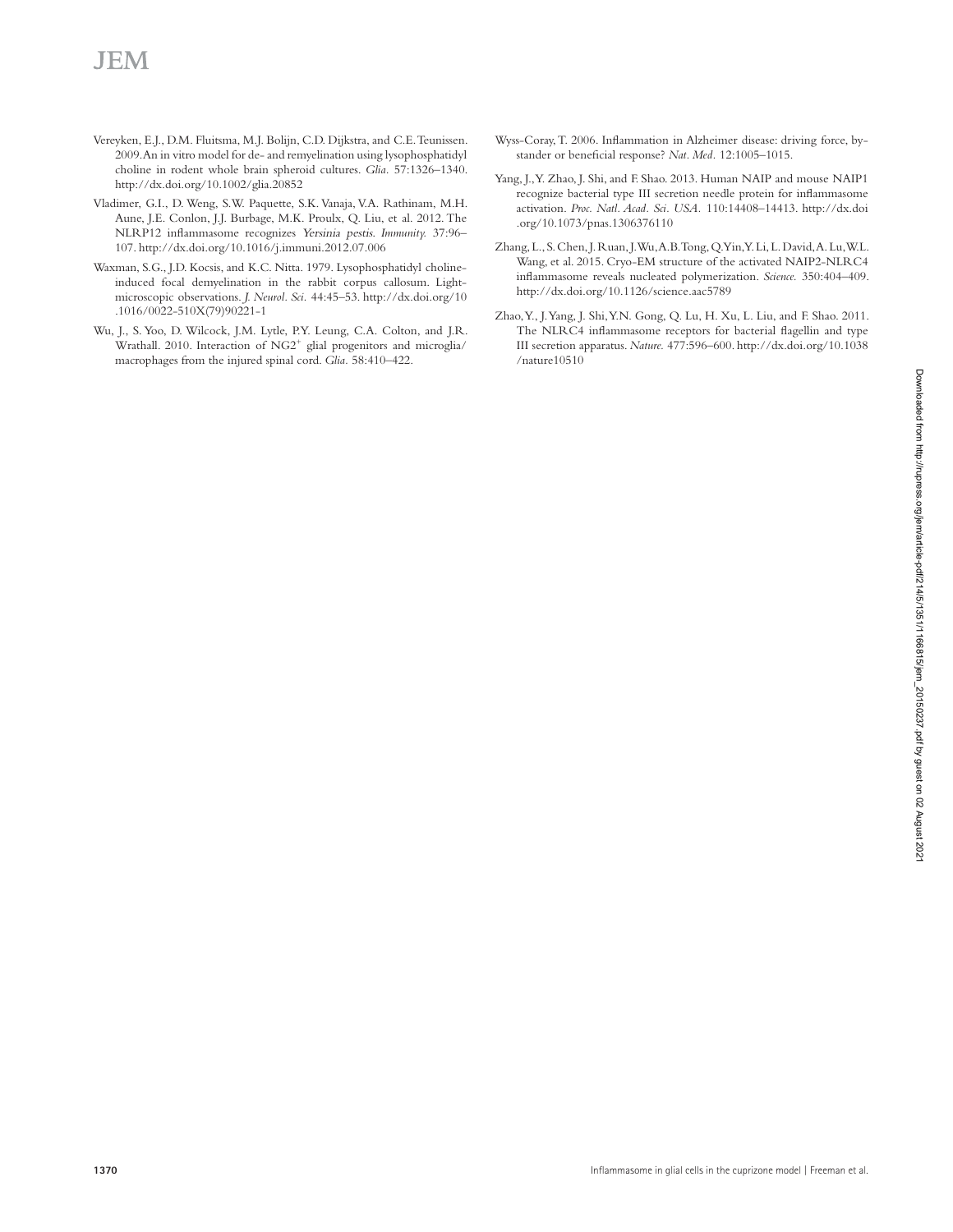Vereyken, E.J., D.M. Fluitsma, M.J. Bolijn, C.D. Dijkstra, and C.E. Teunissen. 2009. An in vitro model for de- and remyelination using lysophosphatidyl choline in rodent whole brain spheroid cultures. *Glia*. 57:1326–1340. http://dx.doi.org/10.1002/glia.20852

Vladimer, G.I., D. Weng, S.W. Paquette, S.K. Vanaja, V.A. Rathinam, M.H. Aune, J.E. Conlon, J.J. Burbage, M.K. Proulx, Q. Liu, et al. 2012. The NLRP12 inflammasome recognizes *Yersinia pestis*. *Immunity*. 37:96–107. http://dx.doi.org/10.1016/j.immuni.2012.07.006

Waxman, S.G., J.D. Kocsis, and K.C. Nitta. 1979. Lysophosphatidyl choline-induced focal demyelination in the rabbit corpus callosum. Light-microscopic observations. *J. Neurol. Sci.* 44:45–53. http://dx.doi.org/10.1016/0022-510X(79)90221-1

Wu, J., S. Yoo, D. Wilcock, J.M. Lytle, P.Y. Leung, C.A. Colton, and J.R. Wrathall. 2010. Interaction of NG2$^+$ glial progenitors and microglia/macrophages from the injured spinal cord. *Glia*. 58:410–422.

Wyss-Coray, T. 2006. Inflammation in Alzheimer disease: driving force, bystander or beneficial response? *Nat. Med.* 12:1005–1015.

Yang, J., Y. Zhao, J. Shi, and F. Shao. 2013. Human NAIP and mouse NAIP1 recognize bacterial type III secretion needle protein for inflammasome activation. *Proc. Natl. Acad. Sci. USA*. 110:14408–14413. http://dx.doi.org/10.1073/pnas.1306376110

Zhang, L., S. Chen, J. Ruan, J. Wu, A.B. Tong, Q. Yin, Y. Li, L. David, A. Lu, W.L. Wang, et al. 2015. Cryo-EM structure of the activated NAIP2-NLRC4 inflammasome reveals nucleated polymerization. *Science*. 350:404–409. http://dx.doi.org/10.1126/science.aac5789

Zhao, Y., J. Yang, J. Shi, Y.N. Gong, Q. Lu, H. Xu, L. Liu, and F. Shao. 2011. The NLRC4 inflammasome receptors for bacterial flagellin and type III secretion apparatus. *Nature*. 477:596–600. http://dx.doi.org/10.1038/nature10510